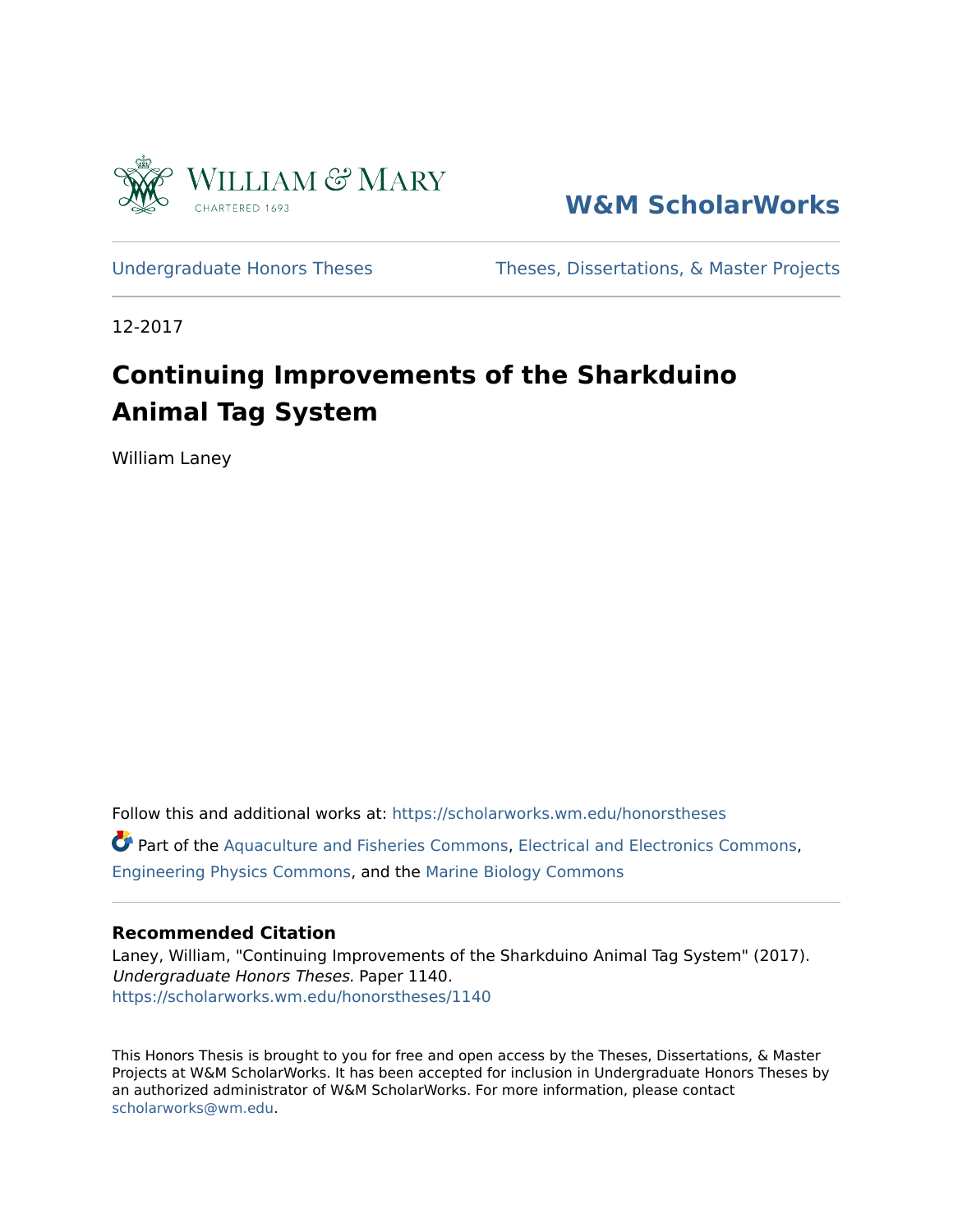William & Mary
CHARTERED 1693

**W&M ScholarWorks**

Undergraduate Honors Theses | Theses, Dissertations, & Master Projects

12-2017

# Continuing Improvements of the Sharkduino Animal Tag System

William Laney

Follow this and additional works at: https://scholarworks.wm.edu/honorstheses

Part of the Aquaculture and Fisheries Commons, Electrical and Electronics Commons, Engineering Physics Commons, and the Marine Biology Commons

### Recommended Citation

Laney, William, "Continuing Improvements of the Sharkduino Animal Tag System" (2017). *Undergraduate Honors Theses.* Paper 1140.
https://scholarworks.wm.edu/honorstheses/1140

This Honors Thesis is brought to you for free and open access by the Theses, Dissertations, & Master Projects at W&M ScholarWorks. It has been accepted for inclusion in Undergraduate Honors Theses by an authorized administrator of W&M ScholarWorks. For more information, please contact scholarworks@wm.edu.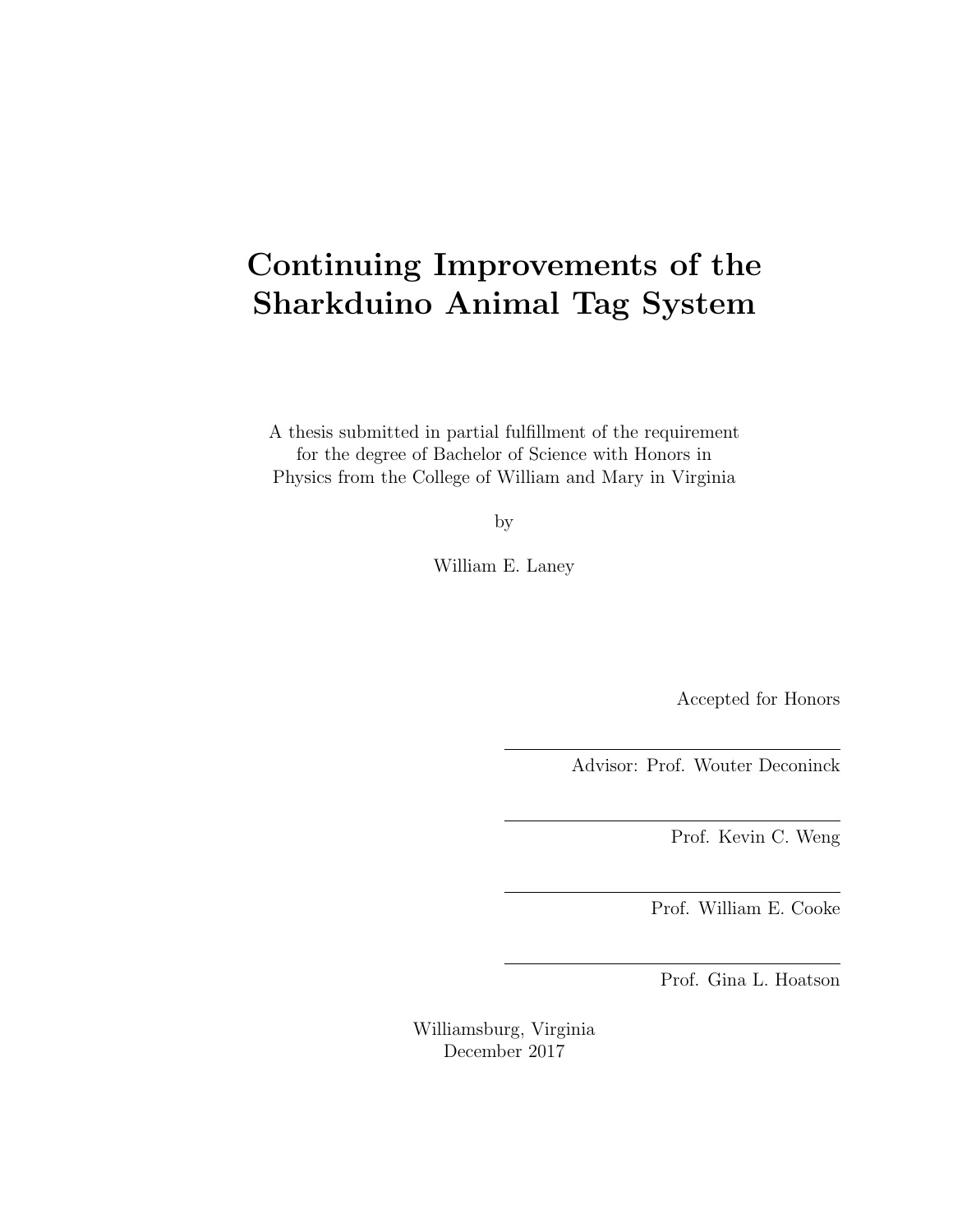# Continuing Improvements of the Sharkduino Animal Tag System

A thesis submitted in partial fulfillment of the requirement for the degree of Bachelor of Science with Honors in Physics from the College of William and Mary in Virginia

by

William E. Laney

Accepted for Honors

---

Advisor: Prof. Wouter Deconinck

---

Prof. Kevin C. Weng

---

Prof. William E. Cooke

---

Prof. Gina L. Hoatson

Williamsburg, Virginia
December 2017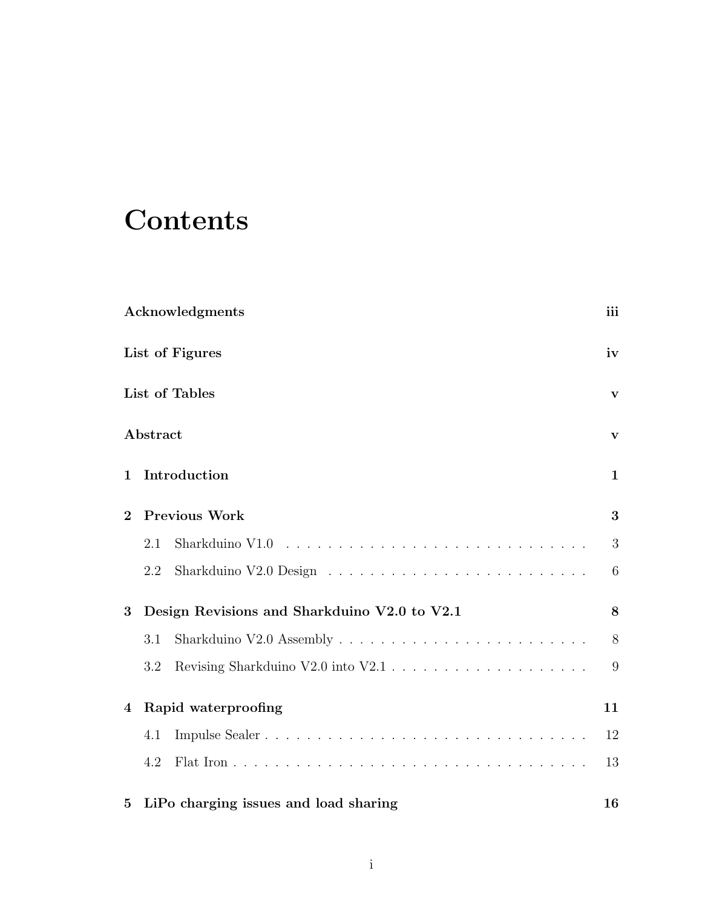# Contents

| | |
|---|---|
| **Acknowledgments** | **iii** |
| **List of Figures** | **iv** |
| **List of Tables** | **v** |
| **Abstract** | **v** |
| **1 Introduction** | **1** |
| **2 Previous Work** | **3** |
| 2.1 Sharkduino V1.0 | 3 |
| 2.2 Sharkduino V2.0 Design | 6 |
| **3 Design Revisions and Sharkduino V2.0 to V2.1** | **8** |
| 3.1 Sharkduino V2.0 Assembly | 8 |
| 3.2 Revising Sharkduino V2.0 into V2.1 | 9 |
| **4 Rapid waterproofing** | **11** |
| 4.1 Impulse Sealer | 12 |
| 4.2 Flat Iron | 13 |
| **5 LiPo charging issues and load sharing** | **16** |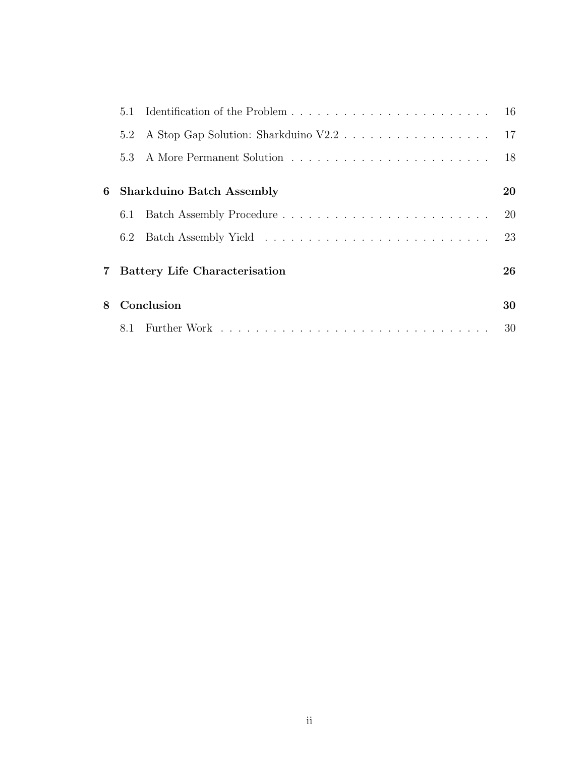- 5.1 Identification of the Problem . . . . . . . . . . . . . . . . . . . . . . . 16
- 5.2 A Stop Gap Solution: Sharkduino V2.2 . . . . . . . . . . . . . . . . . . 17
- 5.3 A More Permanent Solution . . . . . . . . . . . . . . . . . . . . . . . 18

**6 Sharkduino Batch Assembly** **20**

- 6.1 Batch Assembly Procedure . . . . . . . . . . . . . . . . . . . . . . . . 20
- 6.2 Batch Assembly Yield . . . . . . . . . . . . . . . . . . . . . . . . . . 23

**7 Battery Life Characterisation** **26**

**8 Conclusion** **30**

- 8.1 Further Work . . . . . . . . . . . . . . . . . . . . . . . . . . . . . . . 30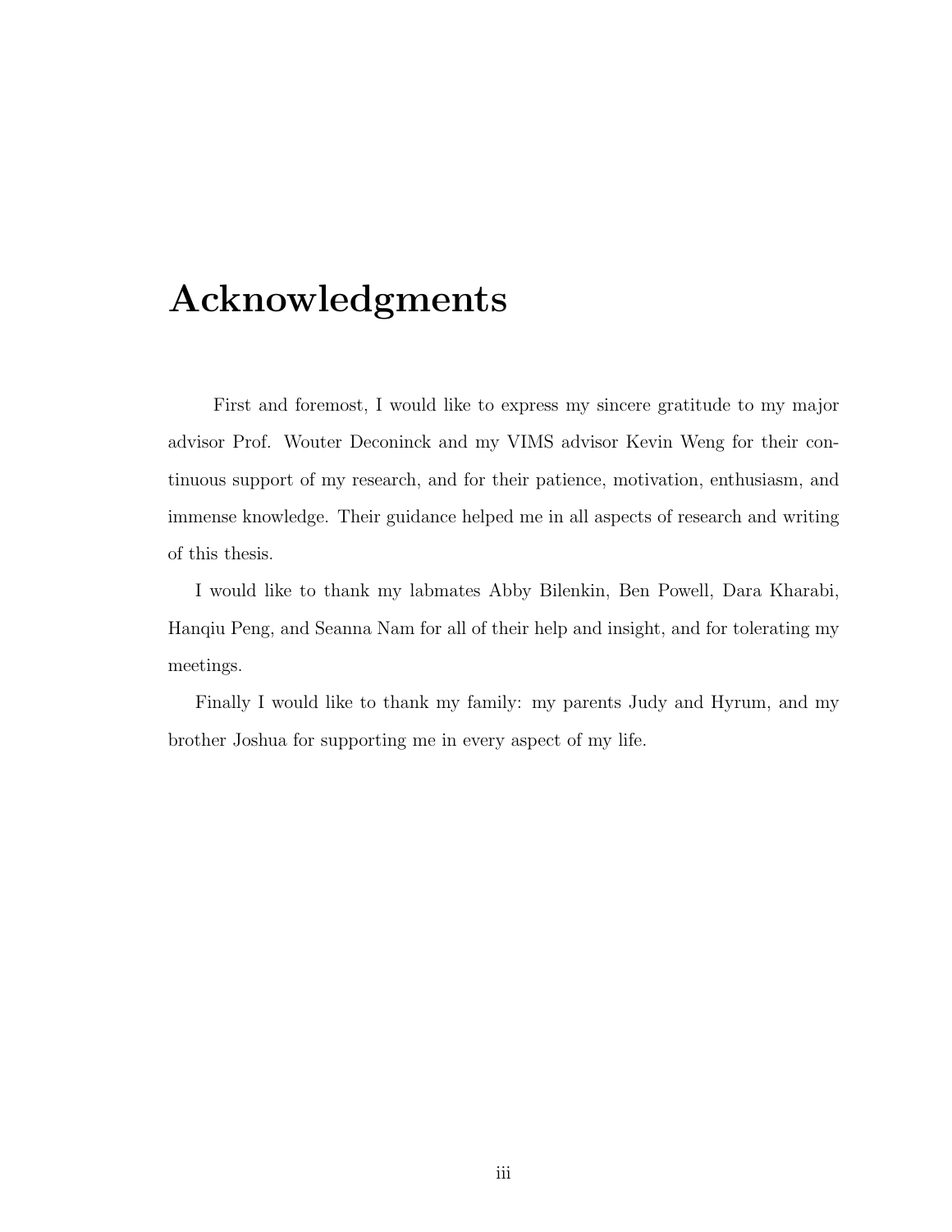# Acknowledgments

First and foremost, I would like to express my sincere gratitude to my major advisor Prof. Wouter Deconinck and my VIMS advisor Kevin Weng for their continuous support of my research, and for their patience, motivation, enthusiasm, and immense knowledge. Their guidance helped me in all aspects of research and writing of this thesis.

I would like to thank my labmates Abby Bilenkin, Ben Powell, Dara Kharabi, Hanqiu Peng, and Seanna Nam for all of their help and insight, and for tolerating my meetings.

Finally I would like to thank my family: my parents Judy and Hyrum, and my brother Joshua for supporting me in every aspect of my life.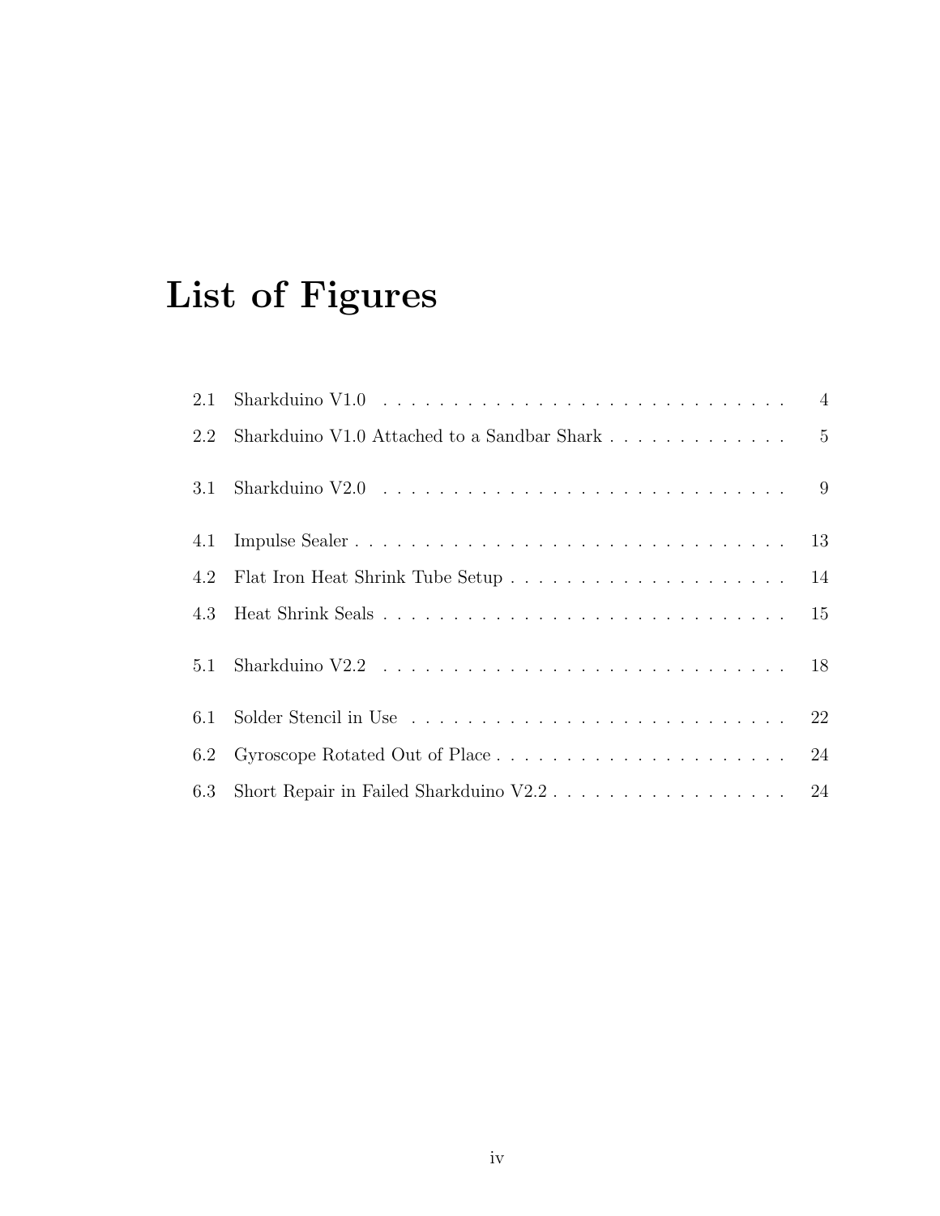# List of Figures

2.1 Sharkduino V1.0 . . . . . . . . . . . . . . . . . . . . . . . . . . . . . . 4
2.2 Sharkduino V1.0 Attached to a Sandbar Shark . . . . . . . . . . . . . 5

3.1 Sharkduino V2.0 . . . . . . . . . . . . . . . . . . . . . . . . . . . . . . 9

4.1 Impulse Sealer . . . . . . . . . . . . . . . . . . . . . . . . . . . . . . . 13
4.2 Flat Iron Heat Shrink Tube Setup . . . . . . . . . . . . . . . . . . . . 14
4.3 Heat Shrink Seals . . . . . . . . . . . . . . . . . . . . . . . . . . . . . 15

5.1 Sharkduino V2.2 . . . . . . . . . . . . . . . . . . . . . . . . . . . . . . 18

6.1 Solder Stencil in Use . . . . . . . . . . . . . . . . . . . . . . . . . . . 22
6.2 Gyroscope Rotated Out of Place . . . . . . . . . . . . . . . . . . . . . 24
6.3 Short Repair in Failed Sharkduino V2.2 . . . . . . . . . . . . . . . . . 24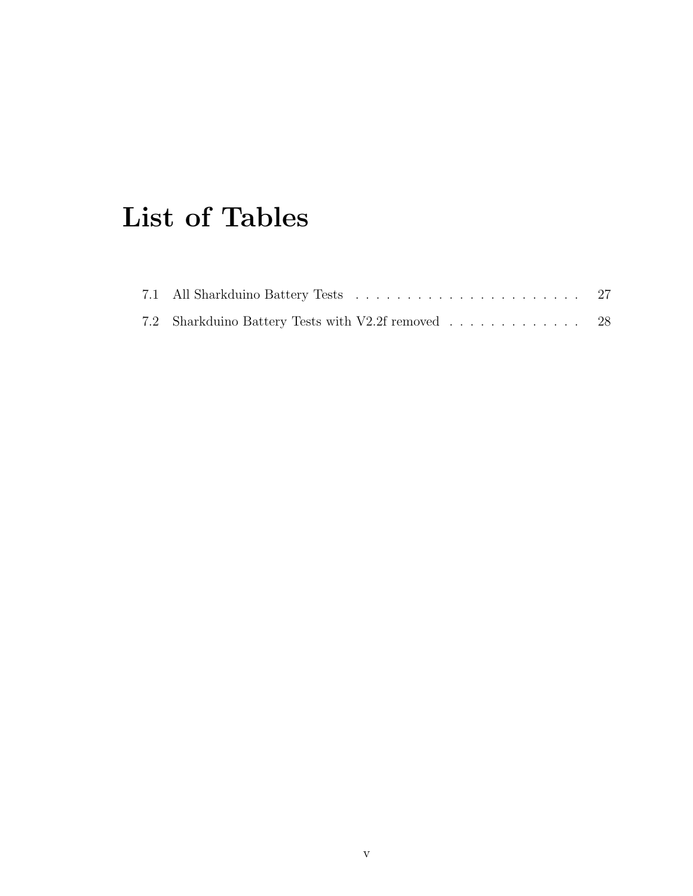# List of Tables

7.1 All Sharkduino Battery Tests . . . . . . . . . . . . . . . . . . . . . . . 27

7.2 Sharkduino Battery Tests with V2.2f removed . . . . . . . . . . . . . 28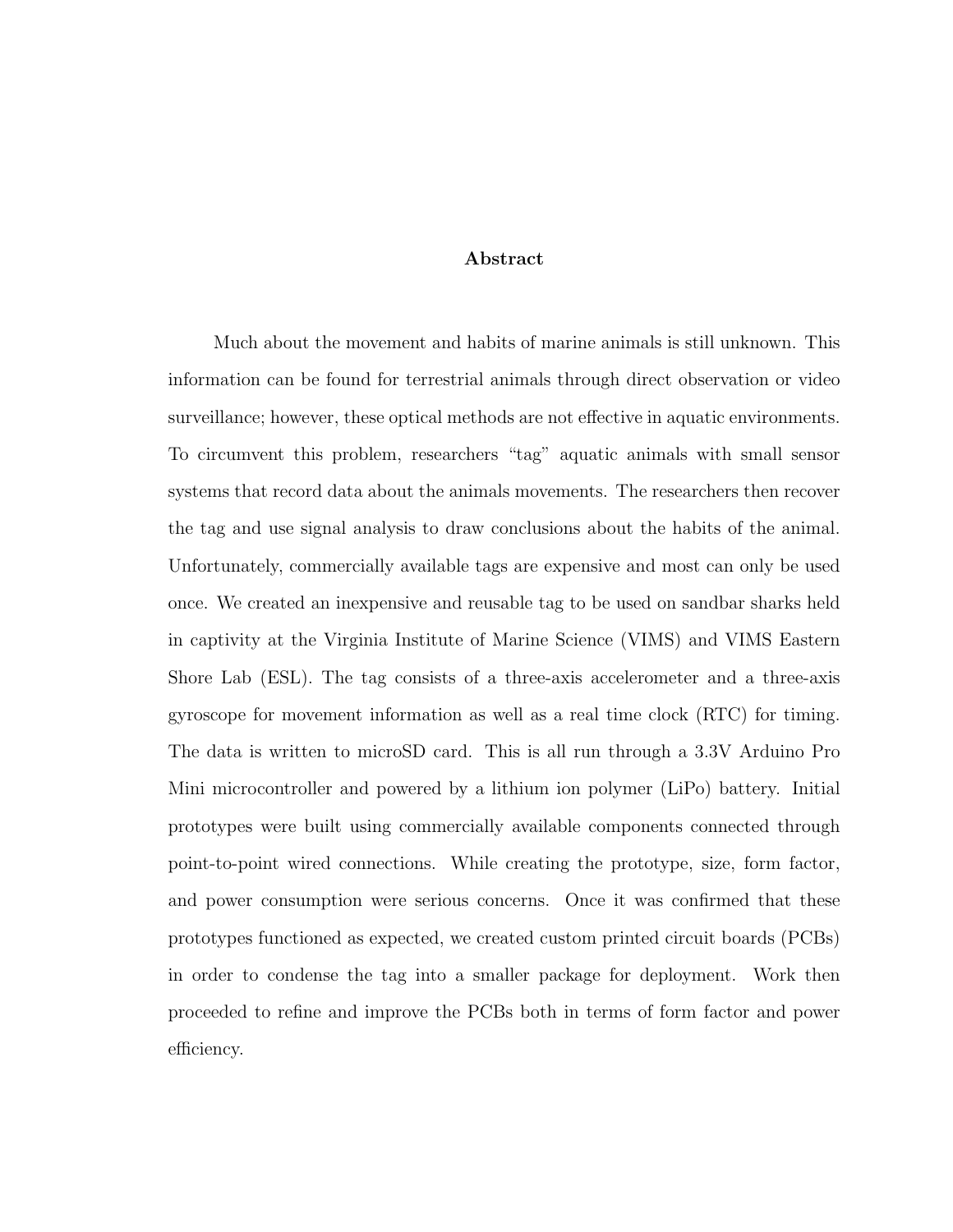## Abstract

Much about the movement and habits of marine animals is still unknown. This information can be found for terrestrial animals through direct observation or video surveillance; however, these optical methods are not effective in aquatic environments. To circumvent this problem, researchers "tag" aquatic animals with small sensor systems that record data about the animals movements. The researchers then recover the tag and use signal analysis to draw conclusions about the habits of the animal. Unfortunately, commercially available tags are expensive and most can only be used once. We created an inexpensive and reusable tag to be used on sandbar sharks held in captivity at the Virginia Institute of Marine Science (VIMS) and VIMS Eastern Shore Lab (ESL). The tag consists of a three-axis accelerometer and a three-axis gyroscope for movement information as well as a real time clock (RTC) for timing. The data is written to microSD card. This is all run through a 3.3V Arduino Pro Mini microcontroller and powered by a lithium ion polymer (LiPo) battery. Initial prototypes were built using commercially available components connected through point-to-point wired connections. While creating the prototype, size, form factor, and power consumption were serious concerns. Once it was confirmed that these prototypes functioned as expected, we created custom printed circuit boards (PCBs) in order to condense the tag into a smaller package for deployment. Work then proceeded to refine and improve the PCBs both in terms of form factor and power efficiency.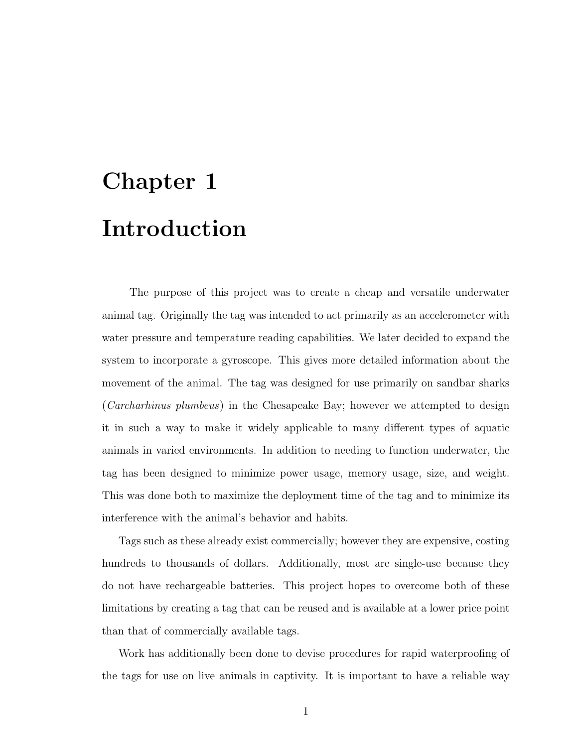# Chapter 1

# Introduction

The purpose of this project was to create a cheap and versatile underwater animal tag. Originally the tag was intended to act primarily as an accelerometer with water pressure and temperature reading capabilities. We later decided to expand the system to incorporate a gyroscope. This gives more detailed information about the movement of the animal. The tag was designed for use primarily on sandbar sharks (*Carcharhinus plumbeus*) in the Chesapeake Bay; however we attempted to design it in such a way to make it widely applicable to many different types of aquatic animals in varied environments. In addition to needing to function underwater, the tag has been designed to minimize power usage, memory usage, size, and weight. This was done both to maximize the deployment time of the tag and to minimize its interference with the animal's behavior and habits.

Tags such as these already exist commercially; however they are expensive, costing hundreds to thousands of dollars. Additionally, most are single-use because they do not have rechargeable batteries. This project hopes to overcome both of these limitations by creating a tag that can be reused and is available at a lower price point than that of commercially available tags.

Work has additionally been done to devise procedures for rapid waterproofing of the tags for use on live animals in captivity. It is important to have a reliable way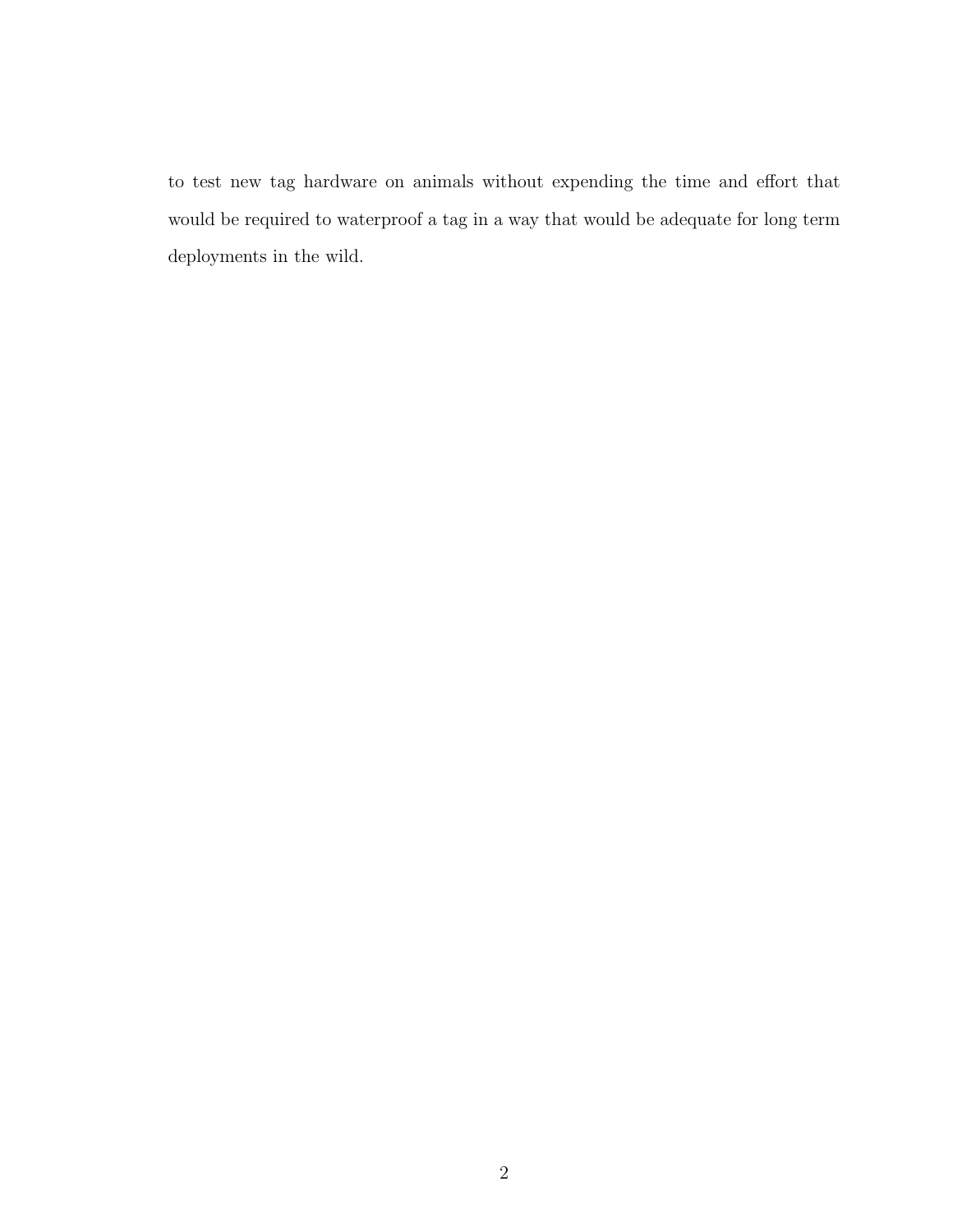to test new tag hardware on animals without expending the time and effort that would be required to waterproof a tag in a way that would be adequate for long term deployments in the wild.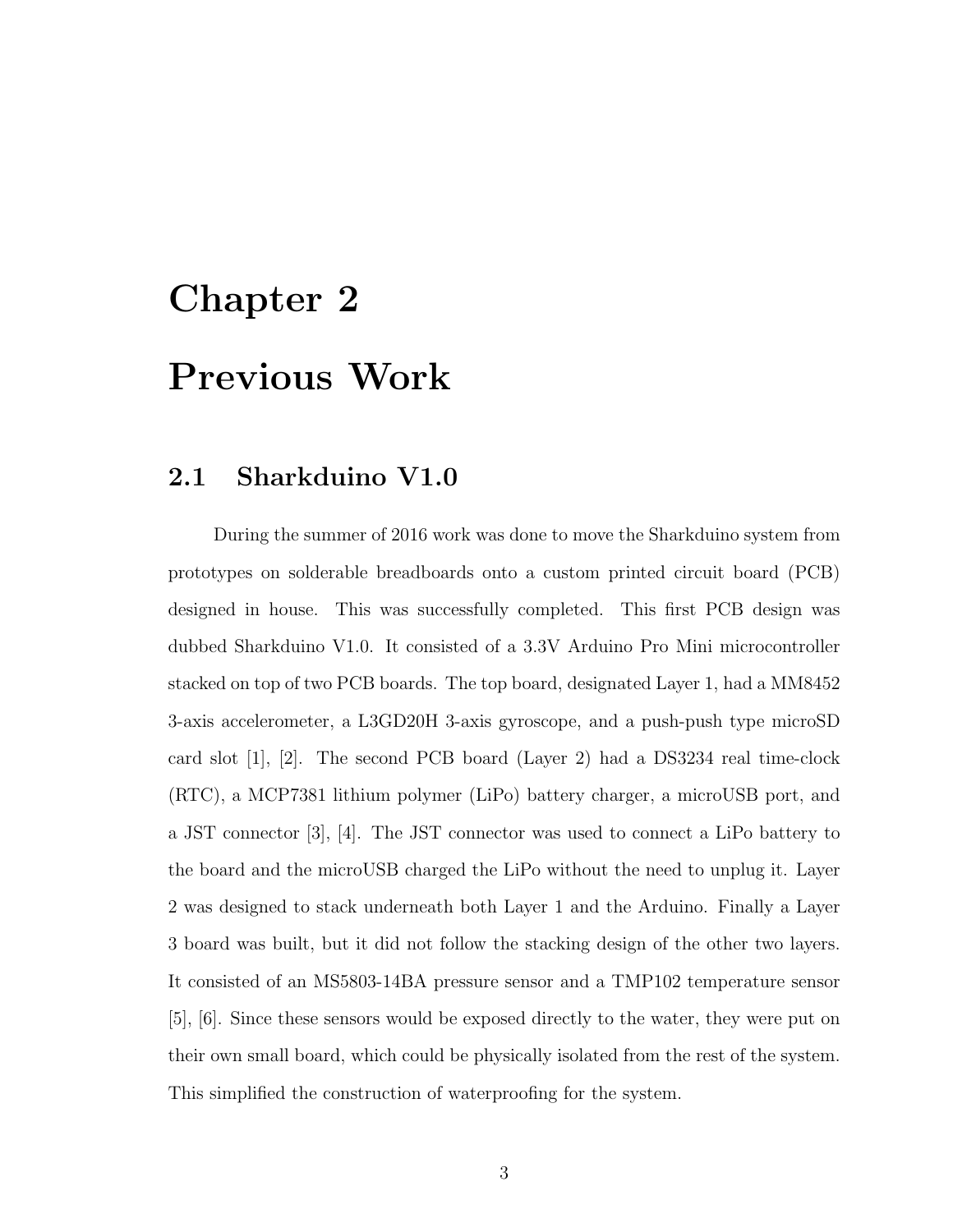# Chapter 2

# Previous Work

## 2.1 Sharkduino V1.0

During the summer of 2016 work was done to move the Sharkduino system from prototypes on solderable breadboards onto a custom printed circuit board (PCB) designed in house. This was successfully completed. This first PCB design was dubbed Sharkduino V1.0. It consisted of a 3.3V Arduino Pro Mini microcontroller stacked on top of two PCB boards. The top board, designated Layer 1, had a MM8452 3-axis accelerometer, a L3GD20H 3-axis gyroscope, and a push-push type microSD card slot [1], [2]. The second PCB board (Layer 2) had a DS3234 real time-clock (RTC), a MCP7381 lithium polymer (LiPo) battery charger, a microUSB port, and a JST connector [3], [4]. The JST connector was used to connect a LiPo battery to the board and the microUSB charged the LiPo without the need to unplug it. Layer 2 was designed to stack underneath both Layer 1 and the Arduino. Finally a Layer 3 board was built, but it did not follow the stacking design of the other two layers. It consisted of an MS5803-14BA pressure sensor and a TMP102 temperature sensor [5], [6]. Since these sensors would be exposed directly to the water, they were put on their own small board, which could be physically isolated from the rest of the system. This simplified the construction of waterproofing for the system.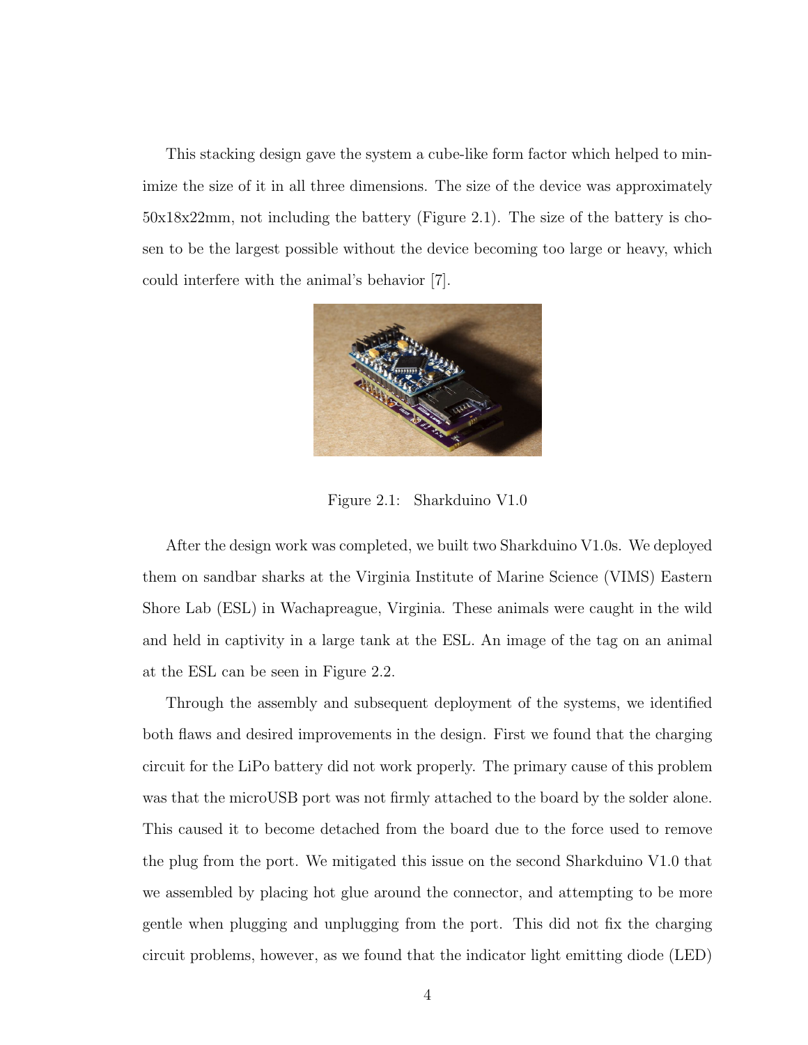This stacking design gave the system a cube-like form factor which helped to minimize the size of it in all three dimensions. The size of the device was approximately 50x18x22mm, not including the battery (Figure 2.1). The size of the battery is chosen to be the largest possible without the device becoming too large or heavy, which could interfere with the animal's behavior [7].

Figure 2.1: Sharkduino V1.0

After the design work was completed, we built two Sharkduino V1.0s. We deployed them on sandbar sharks at the Virginia Institute of Marine Science (VIMS) Eastern Shore Lab (ESL) in Wachapreague, Virginia. These animals were caught in the wild and held in captivity in a large tank at the ESL. An image of the tag on an animal at the ESL can be seen in Figure 2.2.

Through the assembly and subsequent deployment of the systems, we identified both flaws and desired improvements in the design. First we found that the charging circuit for the LiPo battery did not work properly. The primary cause of this problem was that the microUSB port was not firmly attached to the board by the solder alone. This caused it to become detached from the board due to the force used to remove the plug from the port. We mitigated this issue on the second Sharkduino V1.0 that we assembled by placing hot glue around the connector, and attempting to be more gentle when plugging and unplugging from the port. This did not fix the charging circuit problems, however, as we found that the indicator light emitting diode (LED)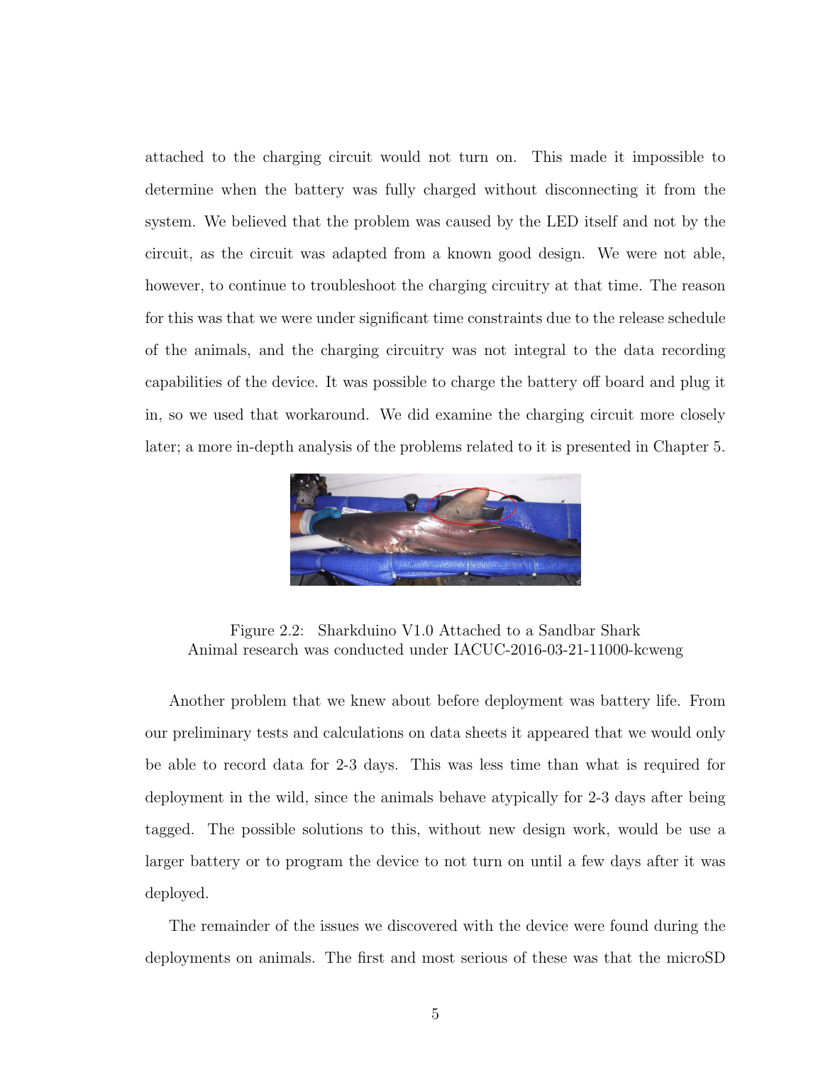attached to the charging circuit would not turn on. This made it impossible to determine when the battery was fully charged without disconnecting it from the system. We believed that the problem was caused by the LED itself and not by the circuit, as the circuit was adapted from a known good design. We were not able, however, to continue to troubleshoot the charging circuitry at that time. The reason for this was that we were under significant time constraints due to the release schedule of the animals, and the charging circuitry was not integral to the data recording capabilities of the device. It was possible to charge the battery off board and plug it in, so we used that workaround. We did examine the charging circuit more closely later; a more in-depth analysis of the problems related to it is presented in Chapter 5.

Figure 2.2: Sharkduino V1.0 Attached to a Sandbar Shark
Animal research was conducted under IACUC-2016-03-21-11000-kcweng

Another problem that we knew about before deployment was battery life. From our preliminary tests and calculations on data sheets it appeared that we would only be able to record data for 2-3 days. This was less time than what is required for deployment in the wild, since the animals behave atypically for 2-3 days after being tagged. The possible solutions to this, without new design work, would be use a larger battery or to program the device to not turn on until a few days after it was deployed.

The remainder of the issues we discovered with the device were found during the deployments on animals. The first and most serious of these was that the microSD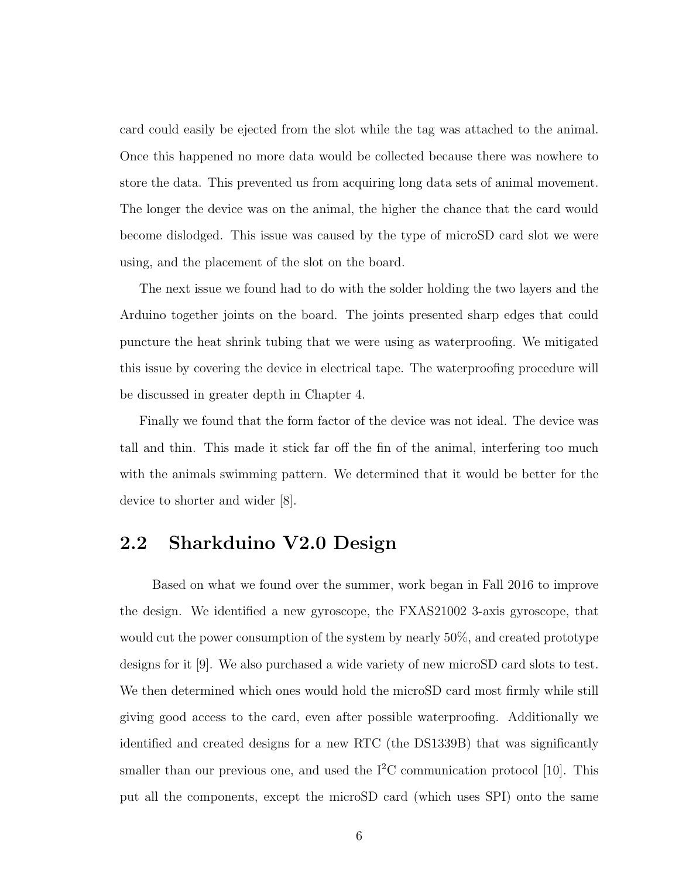card could easily be ejected from the slot while the tag was attached to the animal. Once this happened no more data would be collected because there was nowhere to store the data. This prevented us from acquiring long data sets of animal movement. The longer the device was on the animal, the higher the chance that the card would become dislodged. This issue was caused by the type of microSD card slot we were using, and the placement of the slot on the board.

The next issue we found had to do with the solder holding the two layers and the Arduino together joints on the board. The joints presented sharp edges that could puncture the heat shrink tubing that we were using as waterproofing. We mitigated this issue by covering the device in electrical tape. The waterproofing procedure will be discussed in greater depth in Chapter 4.

Finally we found that the form factor of the device was not ideal. The device was tall and thin. This made it stick far off the fin of the animal, interfering too much with the animals swimming pattern. We determined that it would be better for the device to shorter and wider [8].

## 2.2 Sharkduino V2.0 Design

Based on what we found over the summer, work began in Fall 2016 to improve the design. We identified a new gyroscope, the FXAS21002 3-axis gyroscope, that would cut the power consumption of the system by nearly 50%, and created prototype designs for it [9]. We also purchased a wide variety of new microSD card slots to test. We then determined which ones would hold the microSD card most firmly while still giving good access to the card, even after possible waterproofing. Additionally we identified and created designs for a new RTC (the DS1339B) that was significantly smaller than our previous one, and used the I$^2$C communication protocol [10]. This put all the components, except the microSD card (which uses SPI) onto the same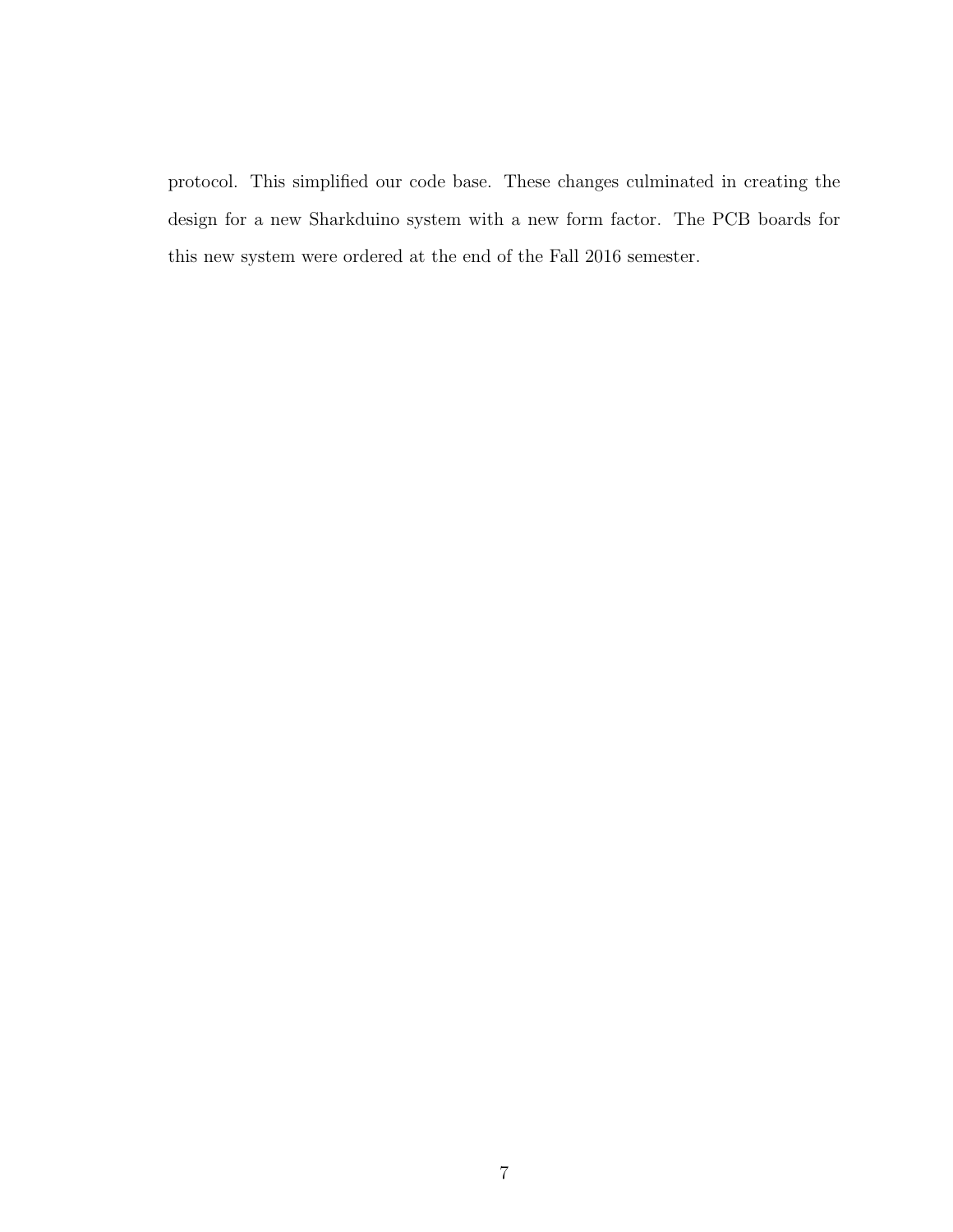protocol. This simplified our code base. These changes culminated in creating the design for a new Sharkduino system with a new form factor. The PCB boards for this new system were ordered at the end of the Fall 2016 semester.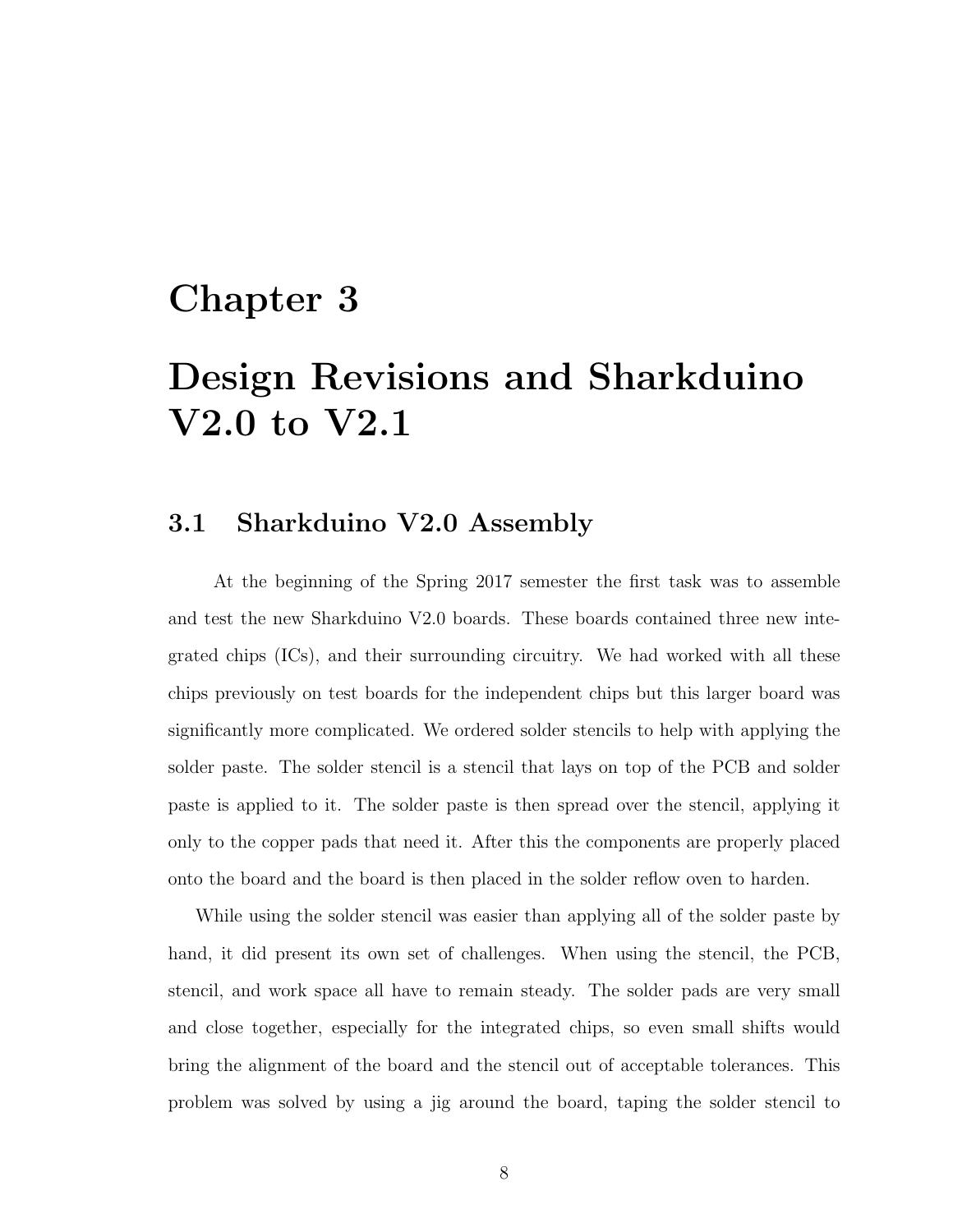# Chapter 3

# Design Revisions and Sharkduino V2.0 to V2.1

## 3.1 Sharkduino V2.0 Assembly

At the beginning of the Spring 2017 semester the first task was to assemble and test the new Sharkduino V2.0 boards. These boards contained three new integrated chips (ICs), and their surrounding circuitry. We had worked with all these chips previously on test boards for the independent chips but this larger board was significantly more complicated. We ordered solder stencils to help with applying the solder paste. The solder stencil is a stencil that lays on top of the PCB and solder paste is applied to it. The solder paste is then spread over the stencil, applying it only to the copper pads that need it. After this the components are properly placed onto the board and the board is then placed in the solder reflow oven to harden.

While using the solder stencil was easier than applying all of the solder paste by hand, it did present its own set of challenges. When using the stencil, the PCB, stencil, and work space all have to remain steady. The solder pads are very small and close together, especially for the integrated chips, so even small shifts would bring the alignment of the board and the stencil out of acceptable tolerances. This problem was solved by using a jig around the board, taping the solder stencil to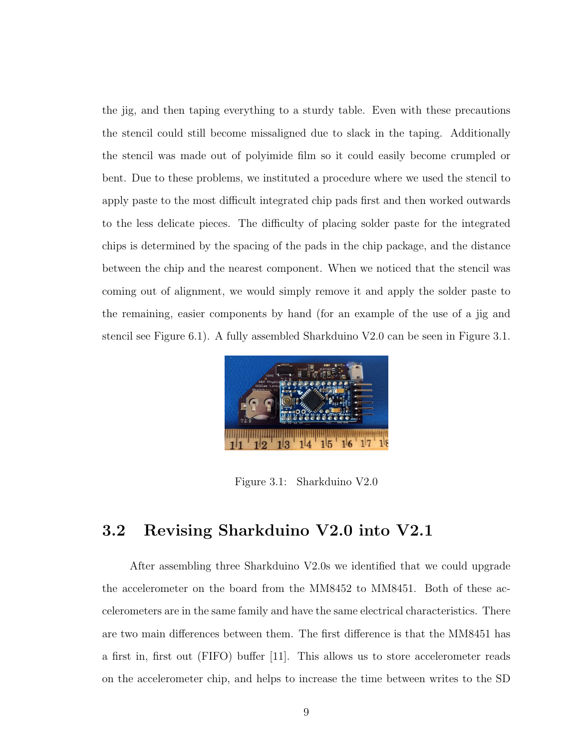the jig, and then taping everything to a sturdy table. Even with these precautions the stencil could still become missaligned due to slack in the taping. Additionally the stencil was made out of polyimide film so it could easily become crumpled or bent. Due to these problems, we instituted a procedure where we used the stencil to apply paste to the most difficult integrated chip pads first and then worked outwards to the less delicate pieces. The difficulty of placing solder paste for the integrated chips is determined by the spacing of the pads in the chip package, and the distance between the chip and the nearest component. When we noticed that the stencil was coming out of alignment, we would simply remove it and apply the solder paste to the remaining, easier components by hand (for an example of the use of a jig and stencil see Figure 6.1). A fully assembled Sharkduino V2.0 can be seen in Figure 3.1.

Figure 3.1: Sharkduino V2.0

## 3.2 Revising Sharkduino V2.0 into V2.1

After assembling three Sharkduino V2.0s we identified that we could upgrade the accelerometer on the board from the MM8452 to MM8451. Both of these accelerometers are in the same family and have the same electrical characteristics. There are two main differences between them. The first difference is that the MM8451 has a first in, first out (FIFO) buffer [11]. This allows us to store accelerometer reads on the accelerometer chip, and helps to increase the time between writes to the SD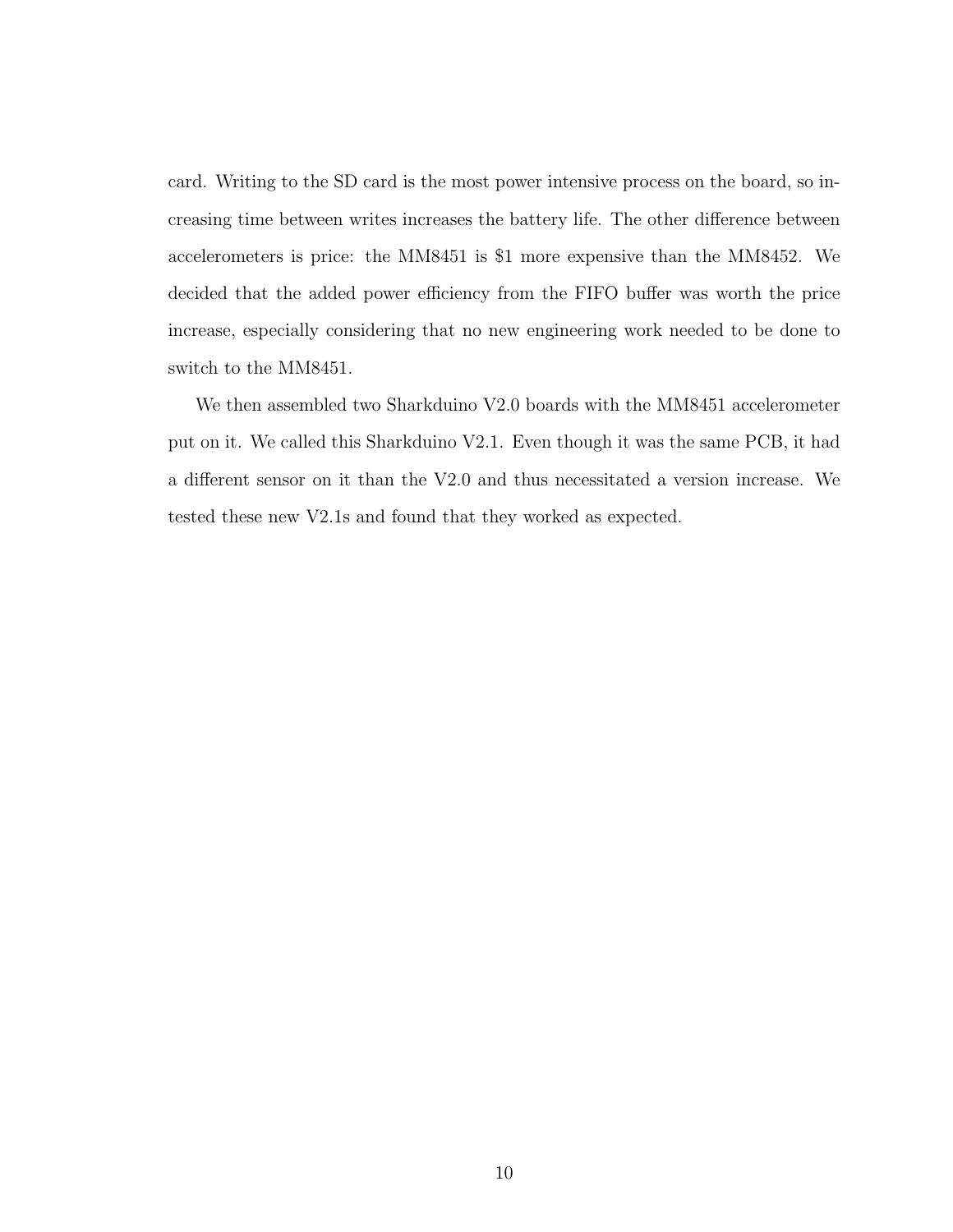card. Writing to the SD card is the most power intensive process on the board, so increasing time between writes increases the battery life. The other difference between accelerometers is price: the MM8451 is $1 more expensive than the MM8452. We decided that the added power efficiency from the FIFO buffer was worth the price increase, especially considering that no new engineering work needed to be done to switch to the MM8451.

We then assembled two Sharkduino V2.0 boards with the MM8451 accelerometer put on it. We called this Sharkduino V2.1. Even though it was the same PCB, it had a different sensor on it than the V2.0 and thus necessitated a version increase. We tested these new V2.1s and found that they worked as expected.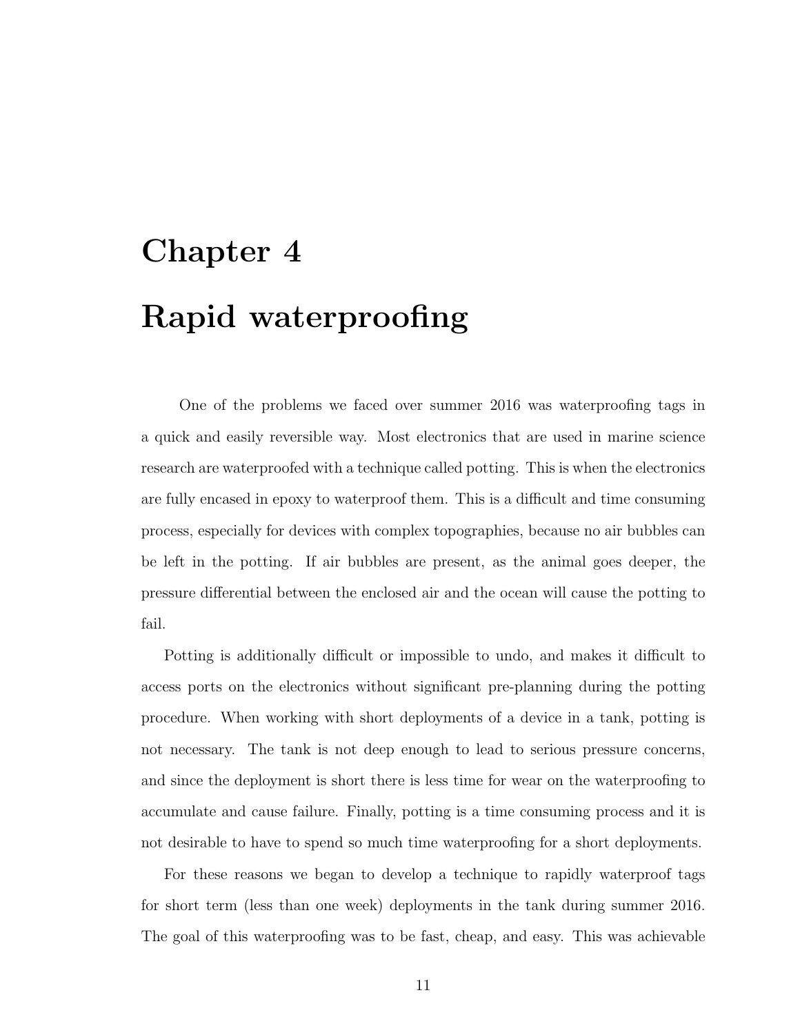# Chapter 4

# Rapid waterproofing

One of the problems we faced over summer 2016 was waterproofing tags in a quick and easily reversible way. Most electronics that are used in marine science research are waterproofed with a technique called potting. This is when the electronics are fully encased in epoxy to waterproof them. This is a difficult and time consuming process, especially for devices with complex topographies, because no air bubbles can be left in the potting. If air bubbles are present, as the animal goes deeper, the pressure differential between the enclosed air and the ocean will cause the potting to fail.

Potting is additionally difficult or impossible to undo, and makes it difficult to access ports on the electronics without significant pre-planning during the potting procedure. When working with short deployments of a device in a tank, potting is not necessary. The tank is not deep enough to lead to serious pressure concerns, and since the deployment is short there is less time for wear on the waterproofing to accumulate and cause failure. Finally, potting is a time consuming process and it is not desirable to have to spend so much time waterproofing for a short deployments.

For these reasons we began to develop a technique to rapidly waterproof tags for short term (less than one week) deployments in the tank during summer 2016. The goal of this waterproofing was to be fast, cheap, and easy. This was achievable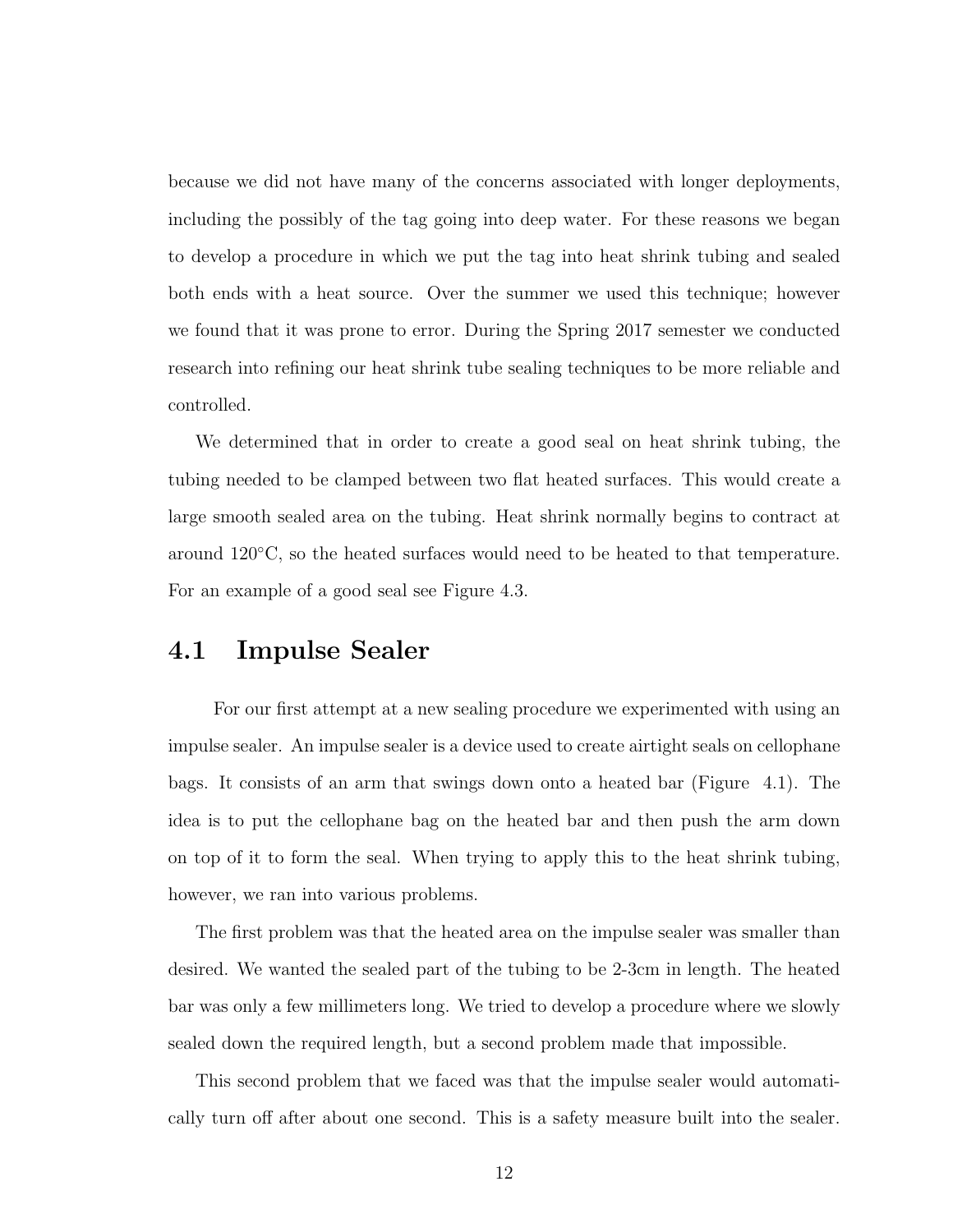because we did not have many of the concerns associated with longer deployments, including the possibly of the tag going into deep water. For these reasons we began to develop a procedure in which we put the tag into heat shrink tubing and sealed both ends with a heat source. Over the summer we used this technique; however we found that it was prone to error. During the Spring 2017 semester we conducted research into refining our heat shrink tube sealing techniques to be more reliable and controlled.

We determined that in order to create a good seal on heat shrink tubing, the tubing needed to be clamped between two flat heated surfaces. This would create a large smooth sealed area on the tubing. Heat shrink normally begins to contract at around 120°C, so the heated surfaces would need to be heated to that temperature. For an example of a good seal see Figure 4.3.

## 4.1 Impulse Sealer

For our first attempt at a new sealing procedure we experimented with using an impulse sealer. An impulse sealer is a device used to create airtight seals on cellophane bags. It consists of an arm that swings down onto a heated bar (Figure 4.1). The idea is to put the cellophane bag on the heated bar and then push the arm down on top of it to form the seal. When trying to apply this to the heat shrink tubing, however, we ran into various problems.

The first problem was that the heated area on the impulse sealer was smaller than desired. We wanted the sealed part of the tubing to be 2-3cm in length. The heated bar was only a few millimeters long. We tried to develop a procedure where we slowly sealed down the required length, but a second problem made that impossible.

This second problem that we faced was that the impulse sealer would automatically turn off after about one second. This is a safety measure built into the sealer.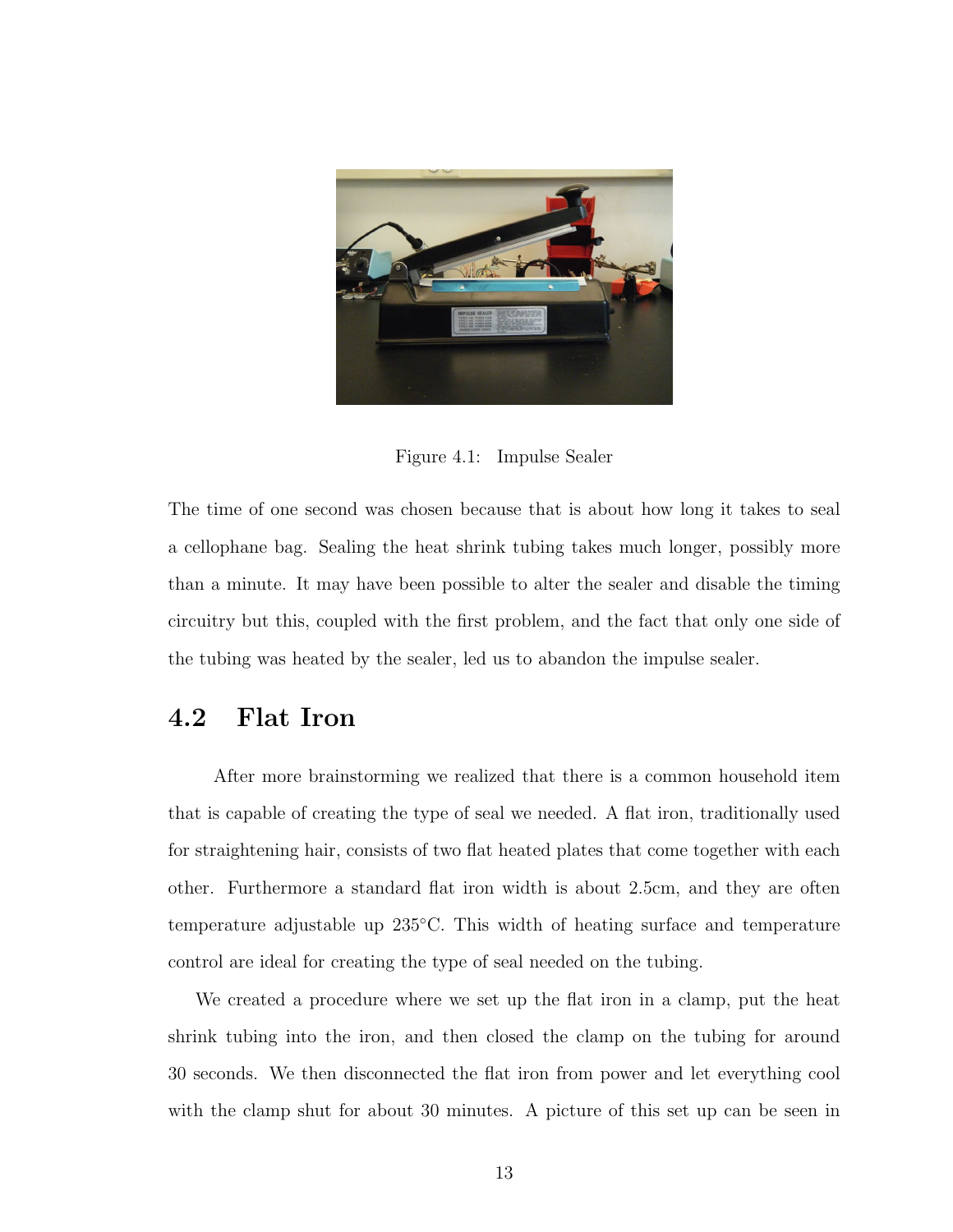Figure 4.1: Impulse Sealer

The time of one second was chosen because that is about how long it takes to seal a cellophane bag. Sealing the heat shrink tubing takes much longer, possibly more than a minute. It may have been possible to alter the sealer and disable the timing circuitry but this, coupled with the first problem, and the fact that only one side of the tubing was heated by the sealer, led us to abandon the impulse sealer.

## 4.2 Flat Iron

After more brainstorming we realized that there is a common household item that is capable of creating the type of seal we needed. A flat iron, traditionally used for straightening hair, consists of two flat heated plates that come together with each other. Furthermore a standard flat iron width is about 2.5cm, and they are often temperature adjustable up 235°C. This width of heating surface and temperature control are ideal for creating the type of seal needed on the tubing.

We created a procedure where we set up the flat iron in a clamp, put the heat shrink tubing into the iron, and then closed the clamp on the tubing for around 30 seconds. We then disconnected the flat iron from power and let everything cool with the clamp shut for about 30 minutes. A picture of this set up can be seen in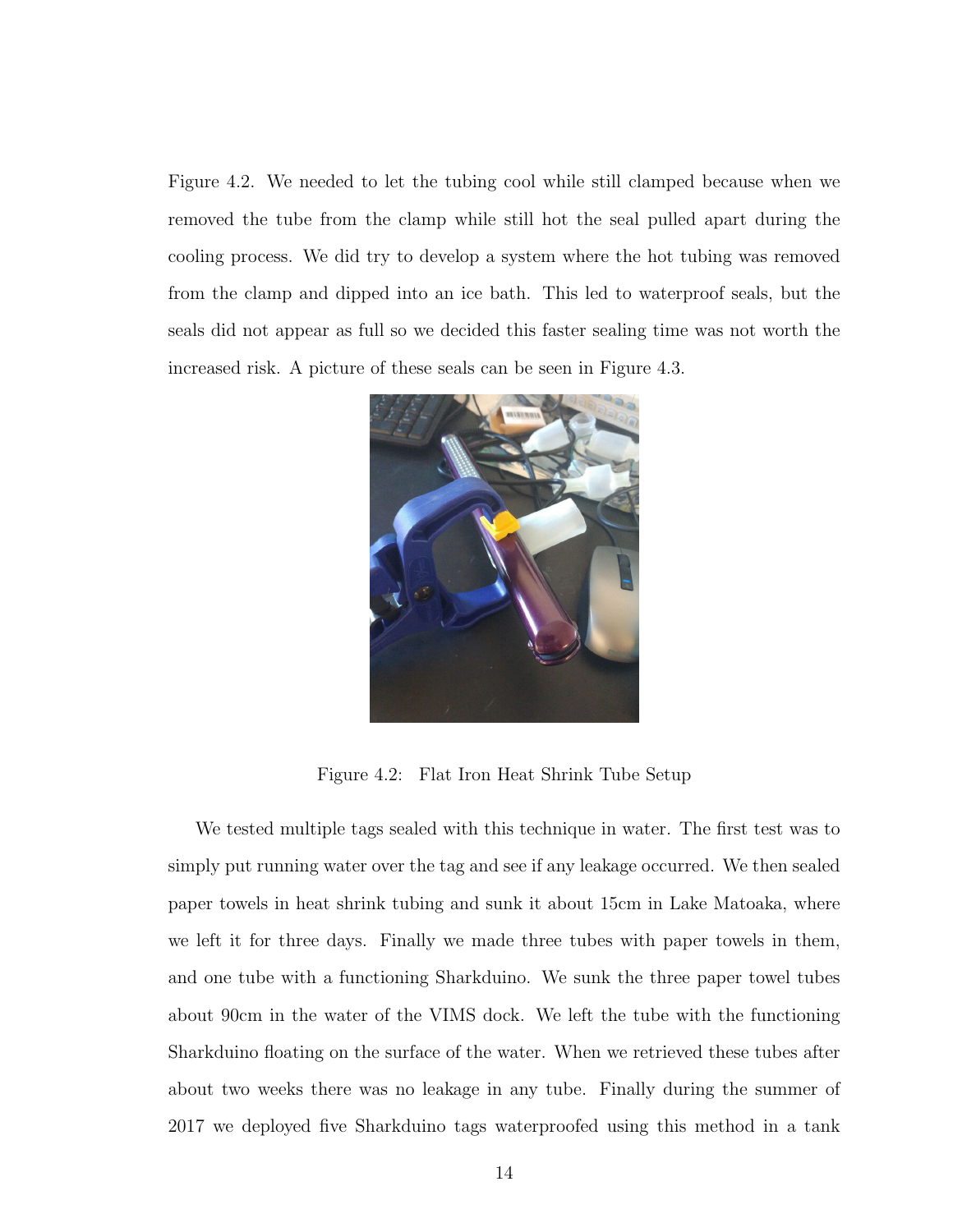Figure 4.2. We needed to let the tubing cool while still clamped because when we removed the tube from the clamp while still hot the seal pulled apart during the cooling process. We did try to develop a system where the hot tubing was removed from the clamp and dipped into an ice bath. This led to waterproof seals, but the seals did not appear as full so we decided this faster sealing time was not worth the increased risk. A picture of these seals can be seen in Figure 4.3.

Figure 4.2: Flat Iron Heat Shrink Tube Setup

We tested multiple tags sealed with this technique in water. The first test was to simply put running water over the tag and see if any leakage occurred. We then sealed paper towels in heat shrink tubing and sunk it about 15cm in Lake Matoaka, where we left it for three days. Finally we made three tubes with paper towels in them, and one tube with a functioning Sharkduino. We sunk the three paper towel tubes about 90cm in the water of the VIMS dock. We left the tube with the functioning Sharkduino floating on the surface of the water. When we retrieved these tubes after about two weeks there was no leakage in any tube. Finally during the summer of 2017 we deployed five Sharkduino tags waterproofed using this method in a tank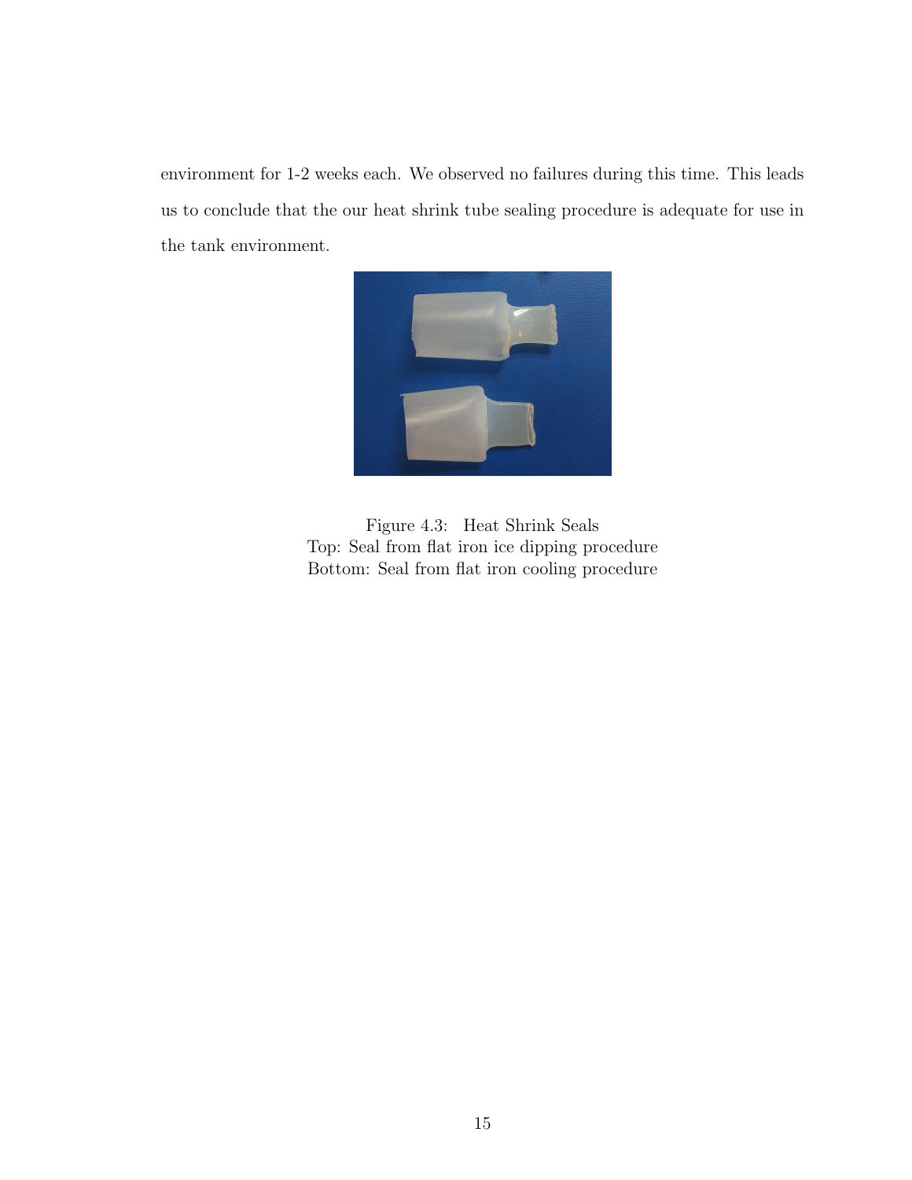environment for 1-2 weeks each. We observed no failures during this time. This leads us to conclude that the our heat shrink tube sealing procedure is adequate for use in the tank environment.

Figure 4.3: Heat Shrink Seals
Top: Seal from flat iron ice dipping procedure
Bottom: Seal from flat iron cooling procedure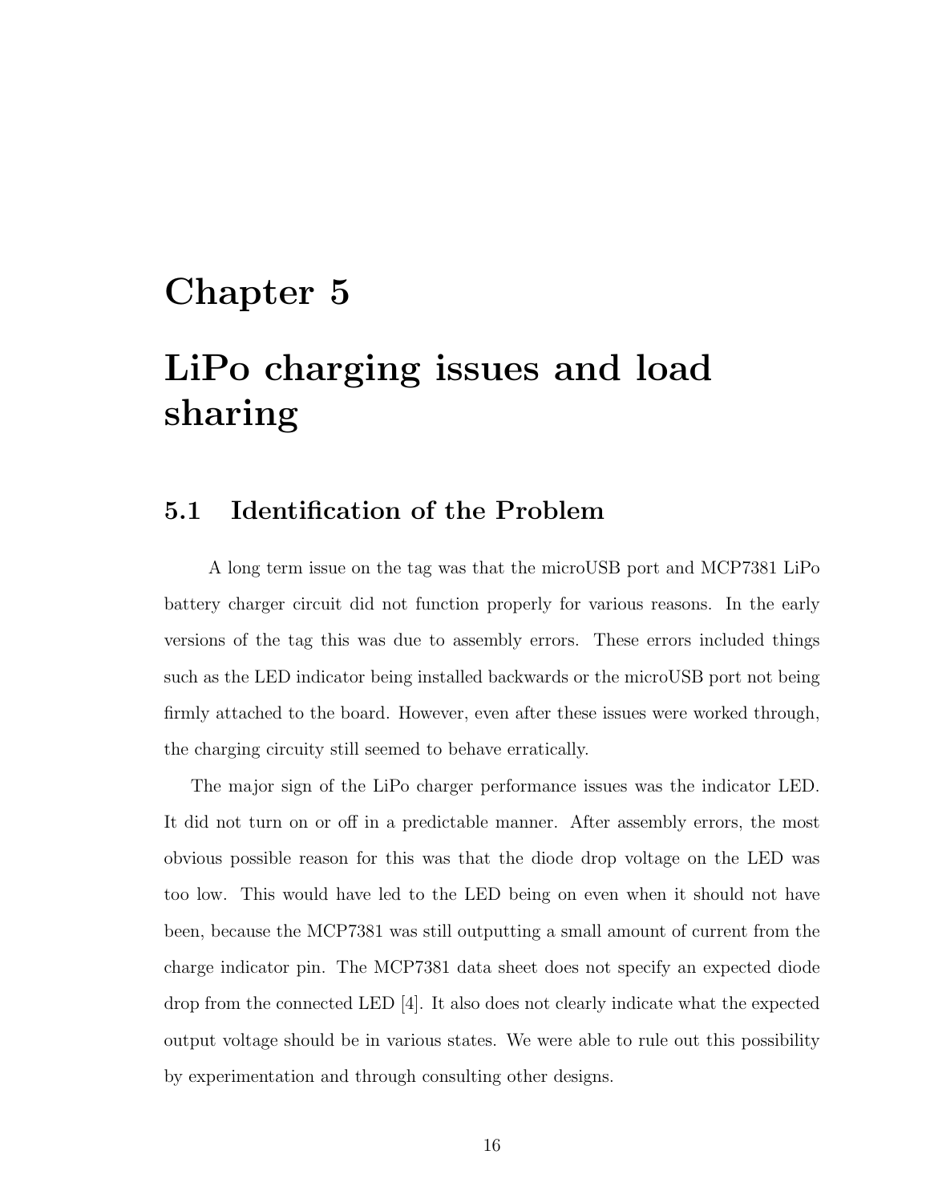# Chapter 5

# LiPo charging issues and load sharing

## 5.1 Identification of the Problem

A long term issue on the tag was that the microUSB port and MCP7381 LiPo battery charger circuit did not function properly for various reasons. In the early versions of the tag this was due to assembly errors. These errors included things such as the LED indicator being installed backwards or the microUSB port not being firmly attached to the board. However, even after these issues were worked through, the charging circuity still seemed to behave erratically.

The major sign of the LiPo charger performance issues was the indicator LED. It did not turn on or off in a predictable manner. After assembly errors, the most obvious possible reason for this was that the diode drop voltage on the LED was too low. This would have led to the LED being on even when it should not have been, because the MCP7381 was still outputting a small amount of current from the charge indicator pin. The MCP7381 data sheet does not specify an expected diode drop from the connected LED [4]. It also does not clearly indicate what the expected output voltage should be in various states. We were able to rule out this possibility by experimentation and through consulting other designs.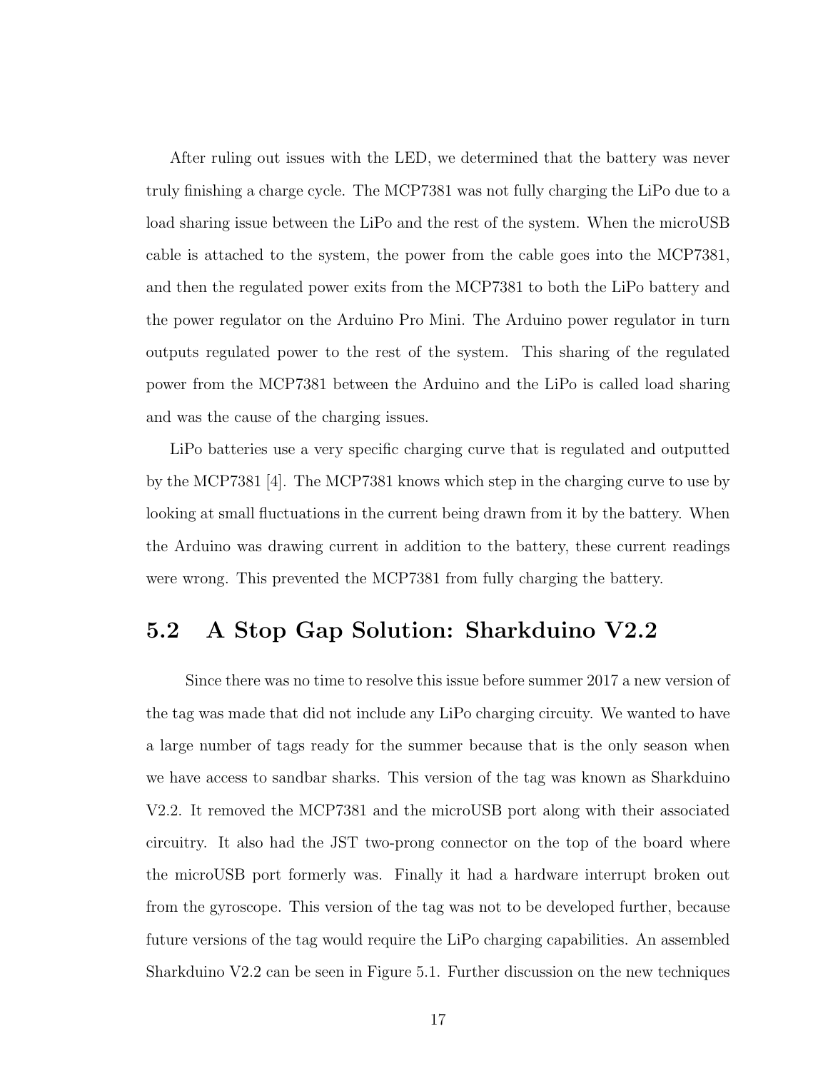After ruling out issues with the LED, we determined that the battery was never truly finishing a charge cycle. The MCP7381 was not fully charging the LiPo due to a load sharing issue between the LiPo and the rest of the system. When the microUSB cable is attached to the system, the power from the cable goes into the MCP7381, and then the regulated power exits from the MCP7381 to both the LiPo battery and the power regulator on the Arduino Pro Mini. The Arduino power regulator in turn outputs regulated power to the rest of the system. This sharing of the regulated power from the MCP7381 between the Arduino and the LiPo is called load sharing and was the cause of the charging issues.

LiPo batteries use a very specific charging curve that is regulated and outputted by the MCP7381 [4]. The MCP7381 knows which step in the charging curve to use by looking at small fluctuations in the current being drawn from it by the battery. When the Arduino was drawing current in addition to the battery, these current readings were wrong. This prevented the MCP7381 from fully charging the battery.

## 5.2 A Stop Gap Solution: Sharkduino V2.2

Since there was no time to resolve this issue before summer 2017 a new version of the tag was made that did not include any LiPo charging circuity. We wanted to have a large number of tags ready for the summer because that is the only season when we have access to sandbar sharks. This version of the tag was known as Sharkduino V2.2. It removed the MCP7381 and the microUSB port along with their associated circuitry. It also had the JST two-prong connector on the top of the board where the microUSB port formerly was. Finally it had a hardware interrupt broken out from the gyroscope. This version of the tag was not to be developed further, because future versions of the tag would require the LiPo charging capabilities. An assembled Sharkduino V2.2 can be seen in Figure 5.1. Further discussion on the new techniques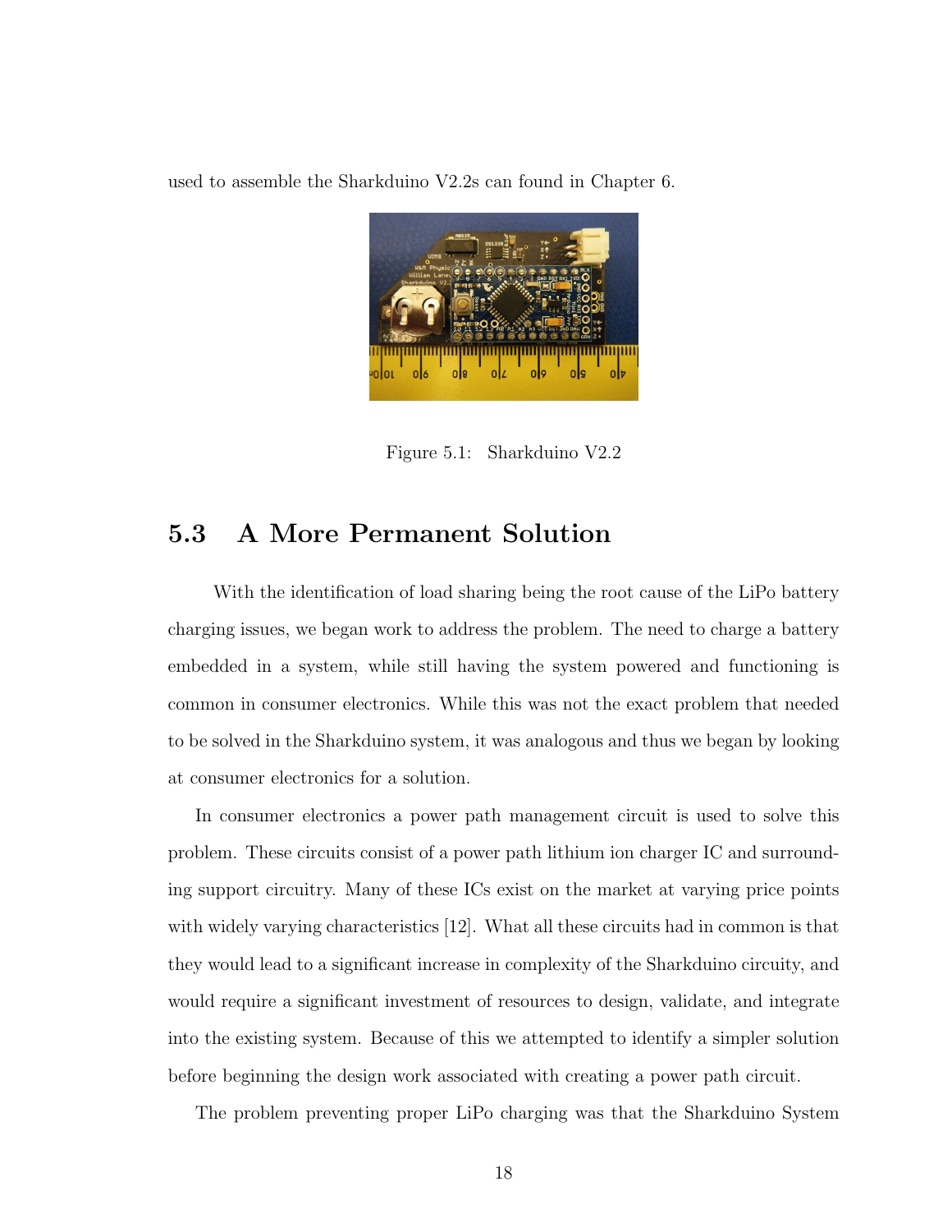used to assemble the Sharkduino V2.2s can found in Chapter 6.

Figure 5.1: Sharkduino V2.2

## 5.3 A More Permanent Solution

With the identification of load sharing being the root cause of the LiPo battery charging issues, we began work to address the problem. The need to charge a battery embedded in a system, while still having the system powered and functioning is common in consumer electronics. While this was not the exact problem that needed to be solved in the Sharkduino system, it was analogous and thus we began by looking at consumer electronics for a solution.

In consumer electronics a power path management circuit is used to solve this problem. These circuits consist of a power path lithium ion charger IC and surrounding support circuitry. Many of these ICs exist on the market at varying price points with widely varying characteristics [12]. What all these circuits had in common is that they would lead to a significant increase in complexity of the Sharkduino circuity, and would require a significant investment of resources to design, validate, and integrate into the existing system. Because of this we attempted to identify a simpler solution before beginning the design work associated with creating a power path circuit.

The problem preventing proper LiPo charging was that the Sharkduino System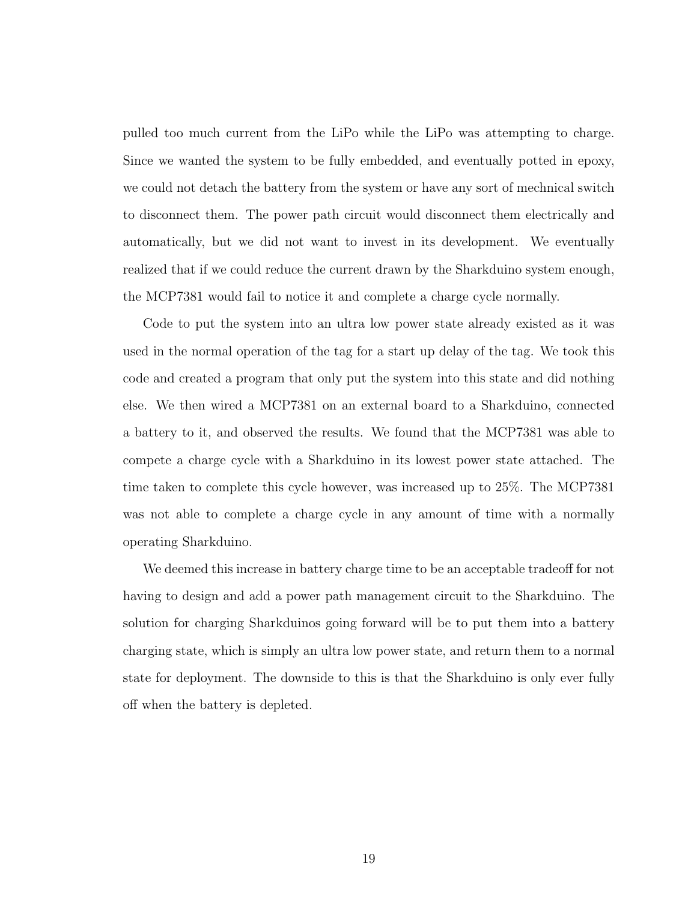pulled too much current from the LiPo while the LiPo was attempting to charge. Since we wanted the system to be fully embedded, and eventually potted in epoxy, we could not detach the battery from the system or have any sort of mechnical switch to disconnect them. The power path circuit would disconnect them electrically and automatically, but we did not want to invest in its development. We eventually realized that if we could reduce the current drawn by the Sharkduino system enough, the MCP7381 would fail to notice it and complete a charge cycle normally.

Code to put the system into an ultra low power state already existed as it was used in the normal operation of the tag for a start up delay of the tag. We took this code and created a program that only put the system into this state and did nothing else. We then wired a MCP7381 on an external board to a Sharkduino, connected a battery to it, and observed the results. We found that the MCP7381 was able to compete a charge cycle with a Sharkduino in its lowest power state attached. The time taken to complete this cycle however, was increased up to 25%. The MCP7381 was not able to complete a charge cycle in any amount of time with a normally operating Sharkduino.

We deemed this increase in battery charge time to be an acceptable tradeoff for not having to design and add a power path management circuit to the Sharkduino. The solution for charging Sharkduinos going forward will be to put them into a battery charging state, which is simply an ultra low power state, and return them to a normal state for deployment. The downside to this is that the Sharkduino is only ever fully off when the battery is depleted.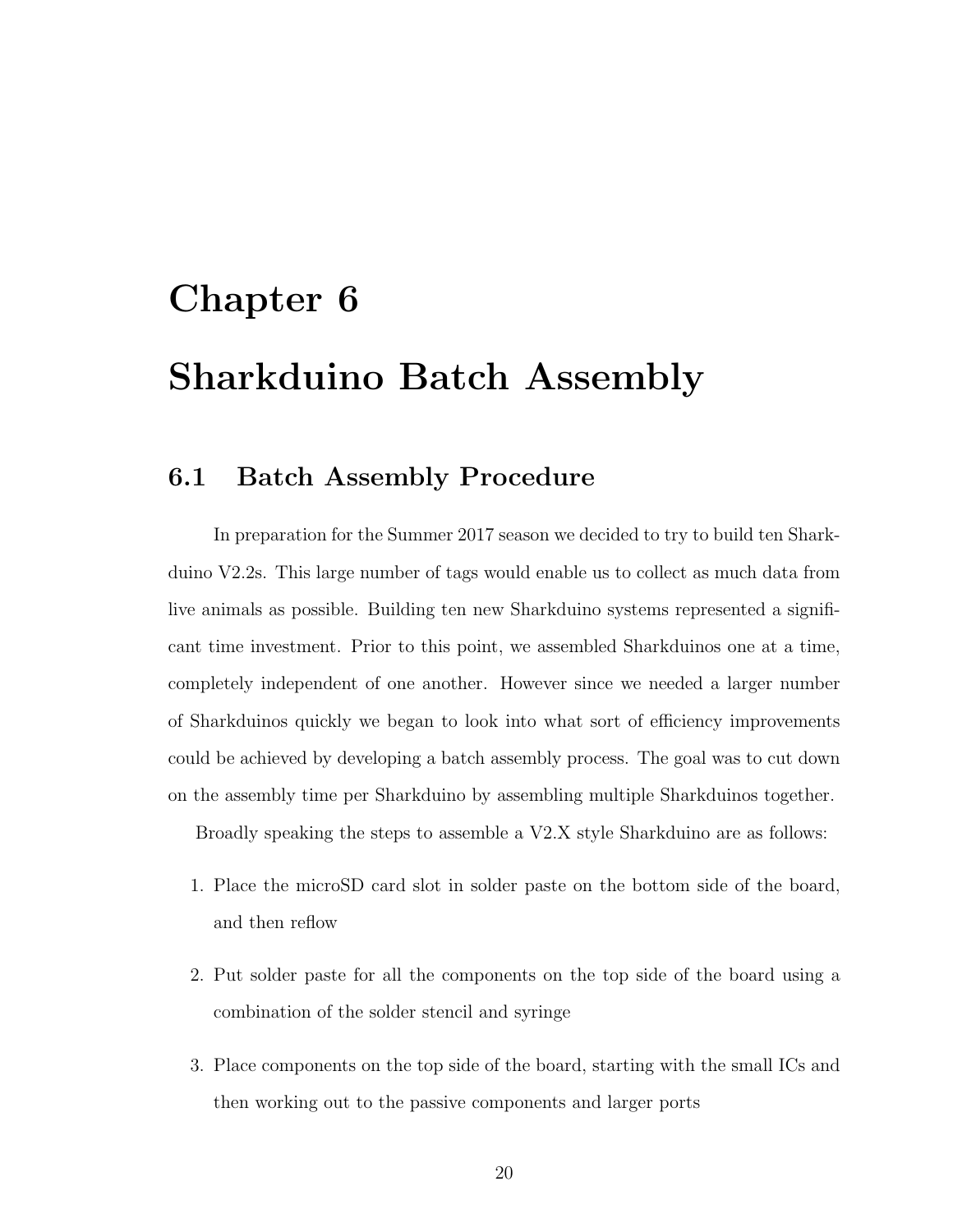# Chapter 6

# Sharkduino Batch Assembly

## 6.1 Batch Assembly Procedure

In preparation for the Summer 2017 season we decided to try to build ten Sharkduino V2.2s. This large number of tags would enable us to collect as much data from live animals as possible. Building ten new Sharkduino systems represented a significant time investment. Prior to this point, we assembled Sharkduinos one at a time, completely independent of one another. However since we needed a larger number of Sharkduinos quickly we began to look into what sort of efficiency improvements could be achieved by developing a batch assembly process. The goal was to cut down on the assembly time per Sharkduino by assembling multiple Sharkduinos together.

Broadly speaking the steps to assemble a V2.X style Sharkduino are as follows:

1. Place the microSD card slot in solder paste on the bottom side of the board, and then reflow
2. Put solder paste for all the components on the top side of the board using a combination of the solder stencil and syringe
3. Place components on the top side of the board, starting with the small ICs and then working out to the passive components and larger ports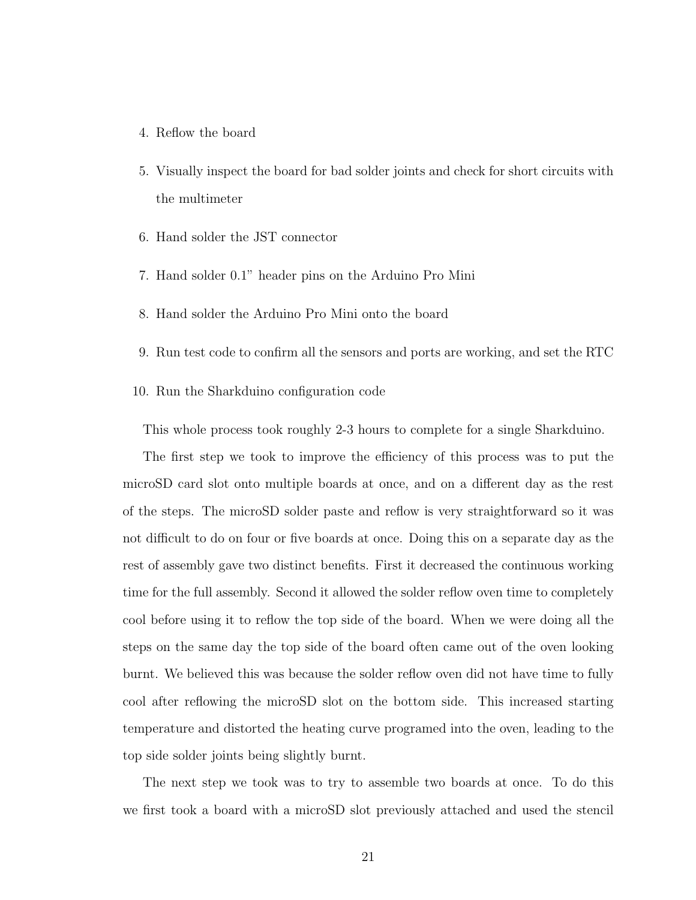4. Reflow the board
5. Visually inspect the board for bad solder joints and check for short circuits with the multimeter
6. Hand solder the JST connector
7. Hand solder 0.1" header pins on the Arduino Pro Mini
8. Hand solder the Arduino Pro Mini onto the board
9. Run test code to confirm all the sensors and ports are working, and set the RTC
10. Run the Sharkduino configuration code

This whole process took roughly 2-3 hours to complete for a single Sharkduino.

The first step we took to improve the efficiency of this process was to put the microSD card slot onto multiple boards at once, and on a different day as the rest of the steps. The microSD solder paste and reflow is very straightforward so it was not difficult to do on four or five boards at once. Doing this on a separate day as the rest of assembly gave two distinct benefits. First it decreased the continuous working time for the full assembly. Second it allowed the solder reflow oven time to completely cool before using it to reflow the top side of the board. When we were doing all the steps on the same day the top side of the board often came out of the oven looking burnt. We believed this was because the solder reflow oven did not have time to fully cool after reflowing the microSD slot on the bottom side. This increased starting temperature and distorted the heating curve programed into the oven, leading to the top side solder joints being slightly burnt.

The next step we took was to try to assemble two boards at once. To do this we first took a board with a microSD slot previously attached and used the stencil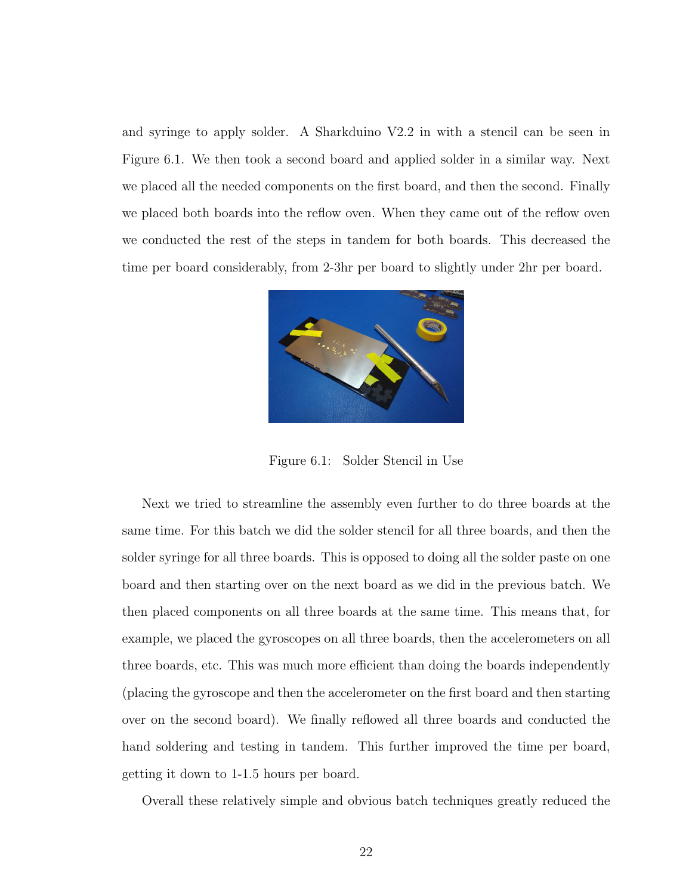and syringe to apply solder. A Sharkduino V2.2 in with a stencil can be seen in Figure 6.1. We then took a second board and applied solder in a similar way. Next we placed all the needed components on the first board, and then the second. Finally we placed both boards into the reflow oven. When they came out of the reflow oven we conducted the rest of the steps in tandem for both boards. This decreased the time per board considerably, from 2-3hr per board to slightly under 2hr per board.

Figure 6.1: Solder Stencil in Use

Next we tried to streamline the assembly even further to do three boards at the same time. For this batch we did the solder stencil for all three boards, and then the solder syringe for all three boards. This is opposed to doing all the solder paste on one board and then starting over on the next board as we did in the previous batch. We then placed components on all three boards at the same time. This means that, for example, we placed the gyroscopes on all three boards, then the accelerometers on all three boards, etc. This was much more efficient than doing the boards independently (placing the gyroscope and then the accelerometer on the first board and then starting over on the second board). We finally reflowed all three boards and conducted the hand soldering and testing in tandem. This further improved the time per board, getting it down to 1-1.5 hours per board.

Overall these relatively simple and obvious batch techniques greatly reduced the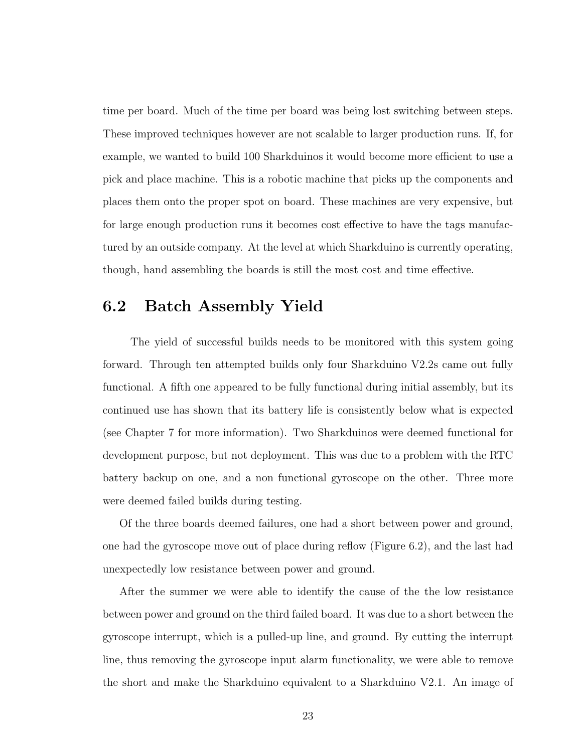time per board. Much of the time per board was being lost switching between steps. These improved techniques however are not scalable to larger production runs. If, for example, we wanted to build 100 Sharkduinos it would become more efficient to use a pick and place machine. This is a robotic machine that picks up the components and places them onto the proper spot on board. These machines are very expensive, but for large enough production runs it becomes cost effective to have the tags manufactured by an outside company. At the level at which Sharkduino is currently operating, though, hand assembling the boards is still the most cost and time effective.

## 6.2 Batch Assembly Yield

The yield of successful builds needs to be monitored with this system going forward. Through ten attempted builds only four Sharkduino V2.2s came out fully functional. A fifth one appeared to be fully functional during initial assembly, but its continued use has shown that its battery life is consistently below what is expected (see Chapter 7 for more information). Two Sharkduinos were deemed functional for development purpose, but not deployment. This was due to a problem with the RTC battery backup on one, and a non functional gyroscope on the other. Three more were deemed failed builds during testing.

Of the three boards deemed failures, one had a short between power and ground, one had the gyroscope move out of place during reflow (Figure 6.2), and the last had unexpectedly low resistance between power and ground.

After the summer we were able to identify the cause of the the low resistance between power and ground on the third failed board. It was due to a short between the gyroscope interrupt, which is a pulled-up line, and ground. By cutting the interrupt line, thus removing the gyroscope input alarm functionality, we were able to remove the short and make the Sharkduino equivalent to a Sharkduino V2.1. An image of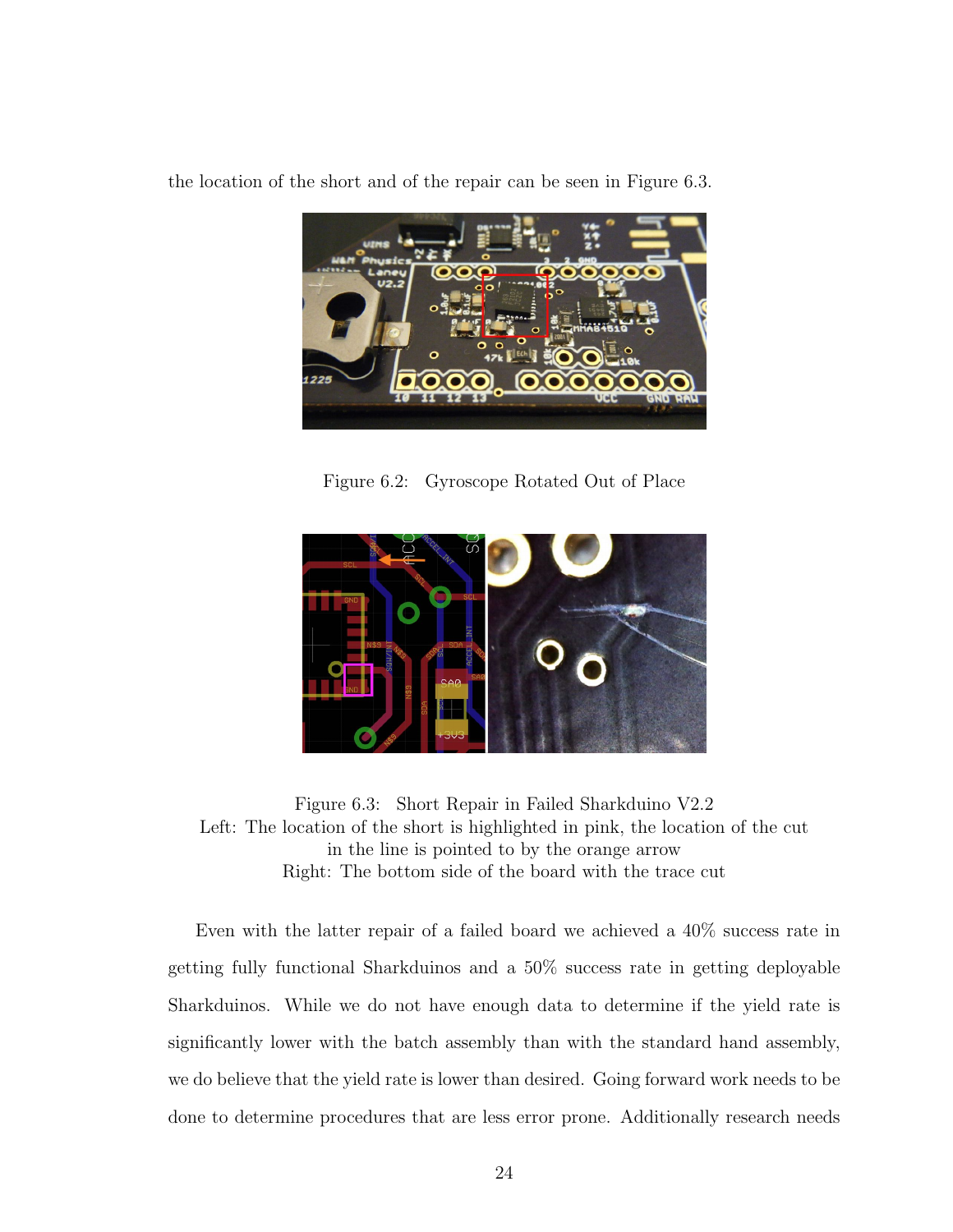the location of the short and of the repair can be seen in Figure 6.3.

Figure 6.2: Gyroscope Rotated Out of Place

Figure 6.3: Short Repair in Failed Sharkduino V2.2
Left: The location of the short is highlighted in pink, the location of the cut in the line is pointed to by the orange arrow
Right: The bottom side of the board with the trace cut

Even with the latter repair of a failed board we achieved a 40% success rate in getting fully functional Sharkduinos and a 50% success rate in getting deployable Sharkduinos. While we do not have enough data to determine if the yield rate is significantly lower with the batch assembly than with the standard hand assembly, we do believe that the yield rate is lower than desired. Going forward work needs to be done to determine procedures that are less error prone. Additionally research needs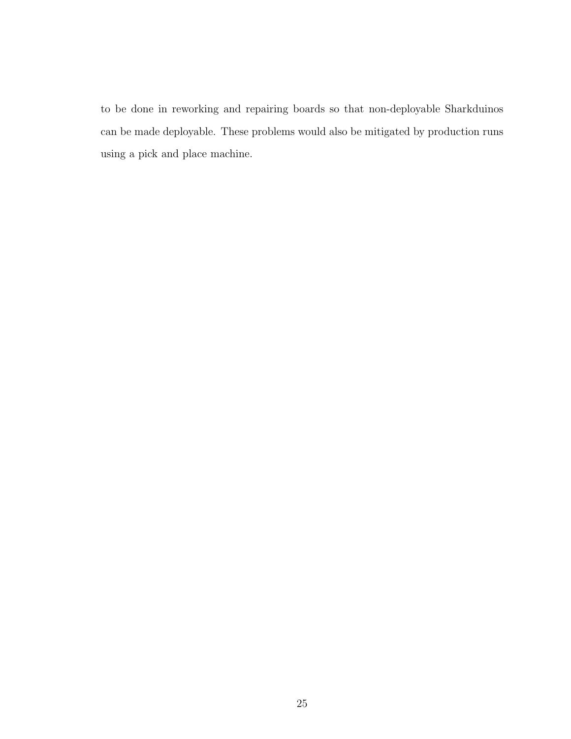to be done in reworking and repairing boards so that non-deployable Sharkduinos can be made deployable. These problems would also be mitigated by production runs using a pick and place machine.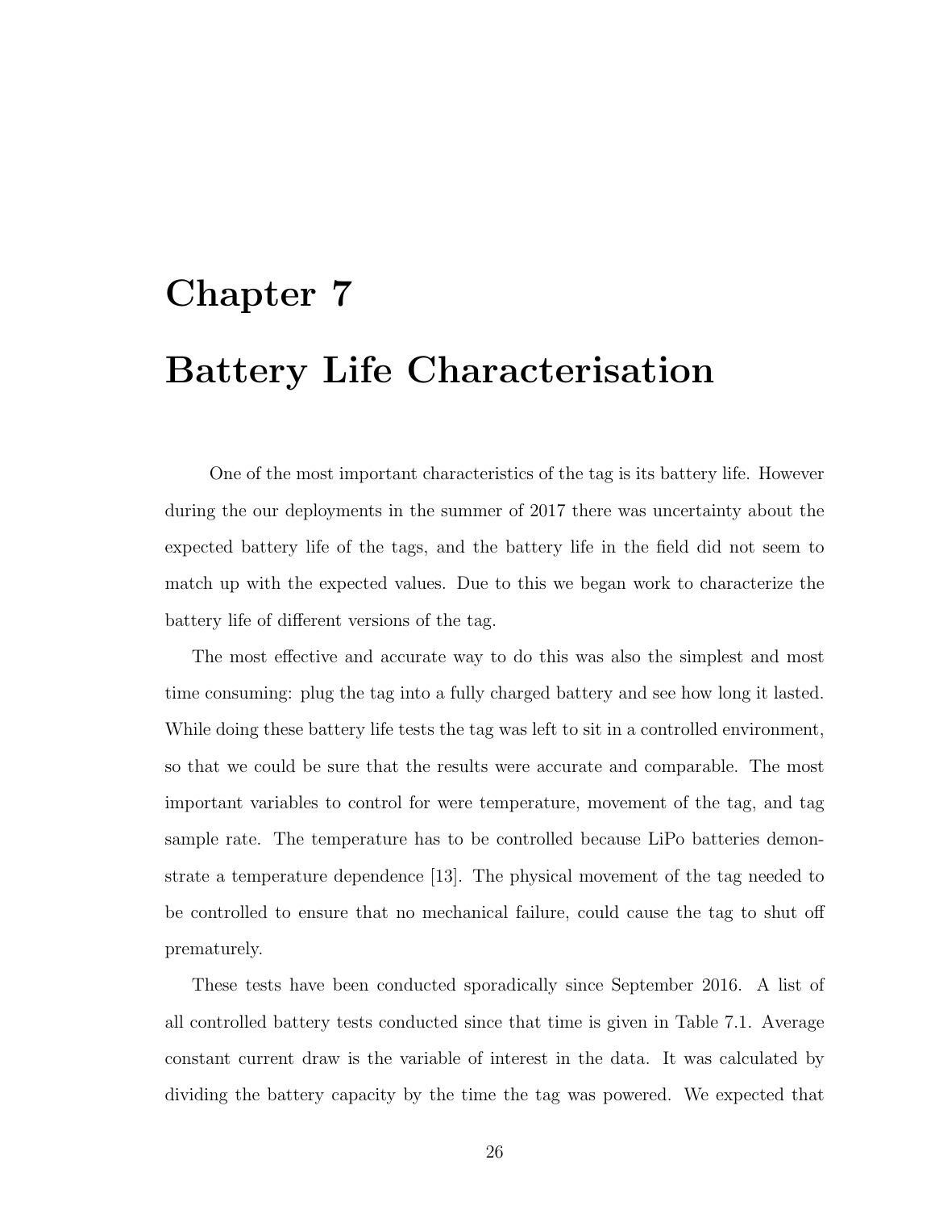# Chapter 7

# Battery Life Characterisation

One of the most important characteristics of the tag is its battery life. However during the our deployments in the summer of 2017 there was uncertainty about the expected battery life of the tags, and the battery life in the field did not seem to match up with the expected values. Due to this we began work to characterize the battery life of different versions of the tag.

The most effective and accurate way to do this was also the simplest and most time consuming: plug the tag into a fully charged battery and see how long it lasted. While doing these battery life tests the tag was left to sit in a controlled environment, so that we could be sure that the results were accurate and comparable. The most important variables to control for were temperature, movement of the tag, and tag sample rate. The temperature has to be controlled because LiPo batteries demonstrate a temperature dependence [13]. The physical movement of the tag needed to be controlled to ensure that no mechanical failure, could cause the tag to shut off prematurely.

These tests have been conducted sporadically since September 2016. A list of all controlled battery tests conducted since that time is given in Table 7.1. Average constant current draw is the variable of interest in the data. It was calculated by dividing the battery capacity by the time the tag was powered. We expected that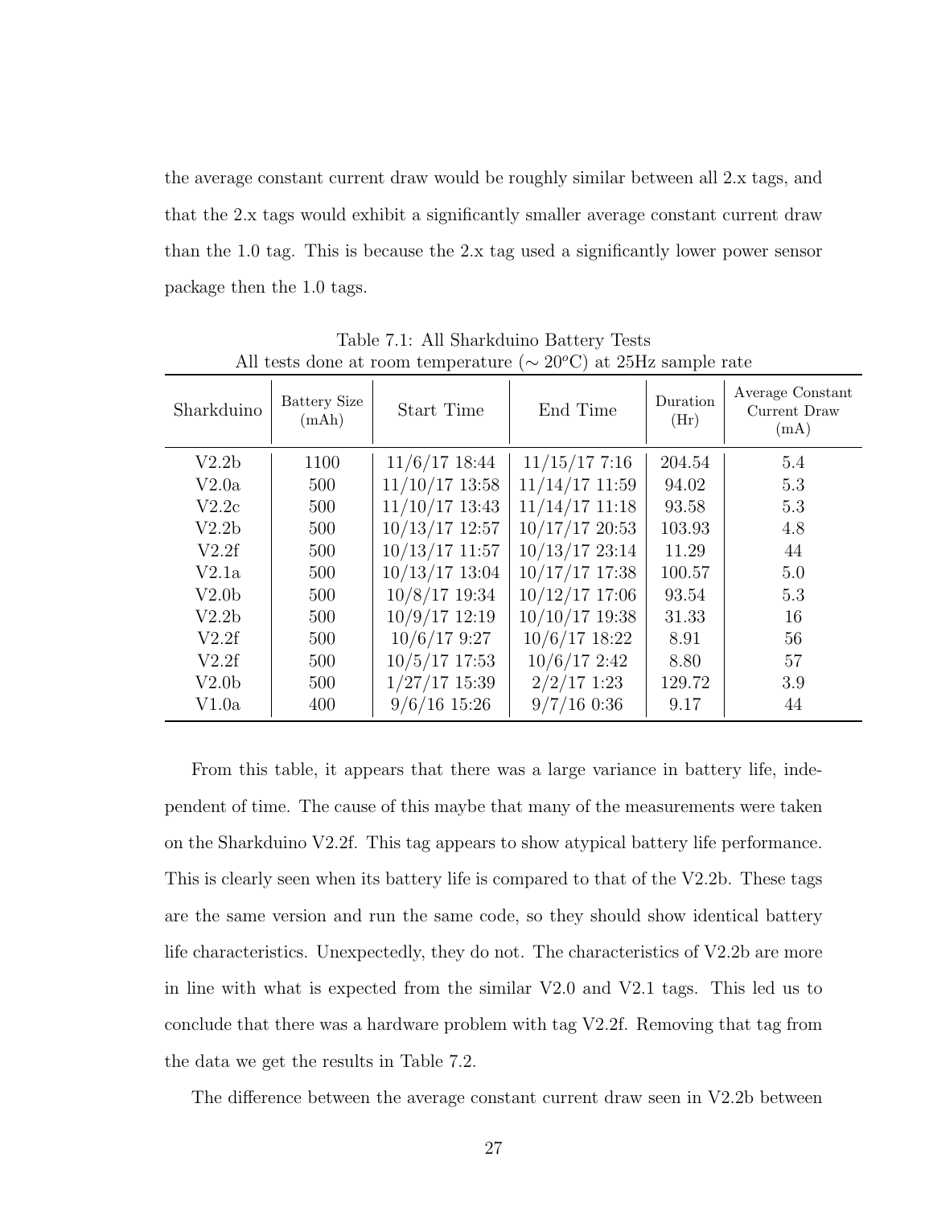the average constant current draw would be roughly similar between all 2.x tags, and that the 2.x tags would exhibit a significantly smaller average constant current draw than the 1.0 tag. This is because the 2.x tag used a significantly lower power sensor package then the 1.0 tags.

Table 7.1: All Sharkduino Battery Tests
All tests done at room temperature ($\sim 20^{o}$C) at 25Hz sample rate

| Sharkduino | Battery Size (mAh) | Start Time | End Time | Duration (Hr) | Average Constant Current Draw (mA) |
|---|---|---|---|---|---|
| V2.2b | 1100 | 11/6/17 18:44 | 11/15/17 7:16 | 204.54 | 5.4 |
| V2.0a | 500 | 11/10/17 13:58 | 11/14/17 11:59 | 94.02 | 5.3 |
| V2.2c | 500 | 11/10/17 13:43 | 11/14/17 11:18 | 93.58 | 5.3 |
| V2.2b | 500 | 10/13/17 12:57 | 10/17/17 20:53 | 103.93 | 4.8 |
| V2.2f | 500 | 10/13/17 11:57 | 10/13/17 23:14 | 11.29 | 44 |
| V2.1a | 500 | 10/13/17 13:04 | 10/17/17 17:38 | 100.57 | 5.0 |
| V2.0b | 500 | 10/8/17 19:34 | 10/12/17 17:06 | 93.54 | 5.3 |
| V2.2b | 500 | 10/9/17 12:19 | 10/10/17 19:38 | 31.33 | 16 |
| V2.2f | 500 | 10/6/17 9:27 | 10/6/17 18:22 | 8.91 | 56 |
| V2.2f | 500 | 10/5/17 17:53 | 10/6/17 2:42 | 8.80 | 57 |
| V2.0b | 500 | 1/27/17 15:39 | 2/2/17 1:23 | 129.72 | 3.9 |
| V1.0a | 400 | 9/6/16 15:26 | 9/7/16 0:36 | 9.17 | 44 |

From this table, it appears that there was a large variance in battery life, independent of time. The cause of this maybe that many of the measurements were taken on the Sharkduino V2.2f. This tag appears to show atypical battery life performance. This is clearly seen when its battery life is compared to that of the V2.2b. These tags are the same version and run the same code, so they should show identical battery life characteristics. Unexpectedly, they do not. The characteristics of V2.2b are more in line with what is expected from the similar V2.0 and V2.1 tags. This led us to conclude that there was a hardware problem with tag V2.2f. Removing that tag from the data we get the results in Table 7.2.

The difference between the average constant current draw seen in V2.2b between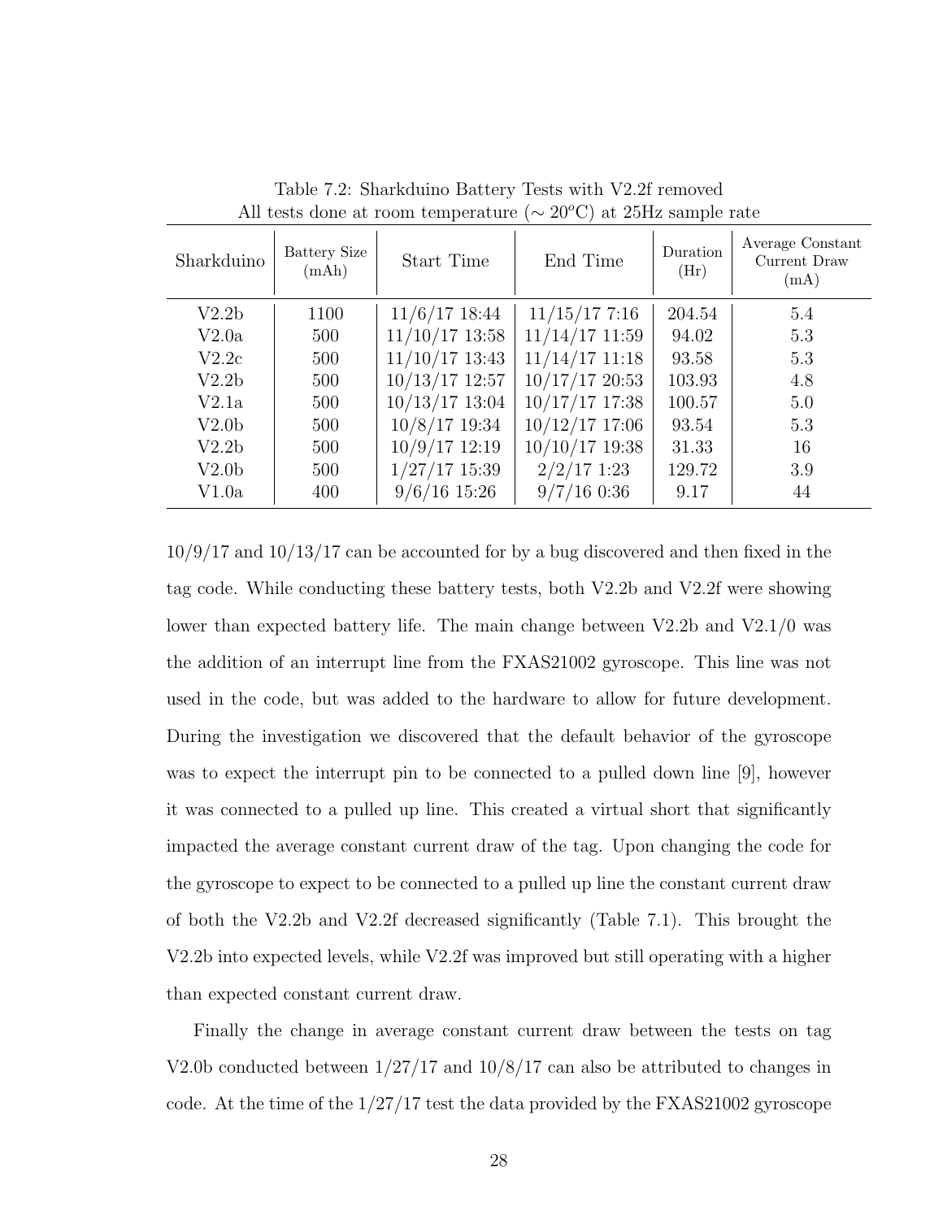Table 7.2: Sharkduino Battery Tests with V2.2f removed
All tests done at room temperature ($\sim 20^{o}$C) at 25Hz sample rate

| Sharkduino | Battery Size (mAh) | Start Time | End Time | Duration (Hr) | Average Constant Current Draw (mA) |
|---|---|---|---|---|---|
| V2.2b | 1100 | 11/6/17 18:44 | 11/15/17 7:16 | 204.54 | 5.4 |
| V2.0a | 500 | 11/10/17 13:58 | 11/14/17 11:59 | 94.02 | 5.3 |
| V2.2c | 500 | 11/10/17 13:43 | 11/14/17 11:18 | 93.58 | 5.3 |
| V2.2b | 500 | 10/13/17 12:57 | 10/17/17 20:53 | 103.93 | 4.8 |
| V2.1a | 500 | 10/13/17 13:04 | 10/17/17 17:38 | 100.57 | 5.0 |
| V2.0b | 500 | 10/8/17 19:34 | 10/12/17 17:06 | 93.54 | 5.3 |
| V2.2b | 500 | 10/9/17 12:19 | 10/10/17 19:38 | 31.33 | 16 |
| V2.0b | 500 | 1/27/17 15:39 | 2/2/17 1:23 | 129.72 | 3.9 |
| V1.0a | 400 | 9/6/16 15:26 | 9/7/16 0:36 | 9.17 | 44 |

10/9/17 and 10/13/17 can be accounted for by a bug discovered and then fixed in the tag code. While conducting these battery tests, both V2.2b and V2.2f were showing lower than expected battery life. The main change between V2.2b and V2.1/0 was the addition of an interrupt line from the FXAS21002 gyroscope. This line was not used in the code, but was added to the hardware to allow for future development. During the investigation we discovered that the default behavior of the gyroscope was to expect the interrupt pin to be connected to a pulled down line [9], however it was connected to a pulled up line. This created a virtual short that significantly impacted the average constant current draw of the tag. Upon changing the code for the gyroscope to expect to be connected to a pulled up line the constant current draw of both the V2.2b and V2.2f decreased significantly (Table 7.1). This brought the V2.2b into expected levels, while V2.2f was improved but still operating with a higher than expected constant current draw.

Finally the change in average constant current draw between the tests on tag V2.0b conducted between 1/27/17 and 10/8/17 can also be attributed to changes in code. At the time of the 1/27/17 test the data provided by the FXAS21002 gyroscope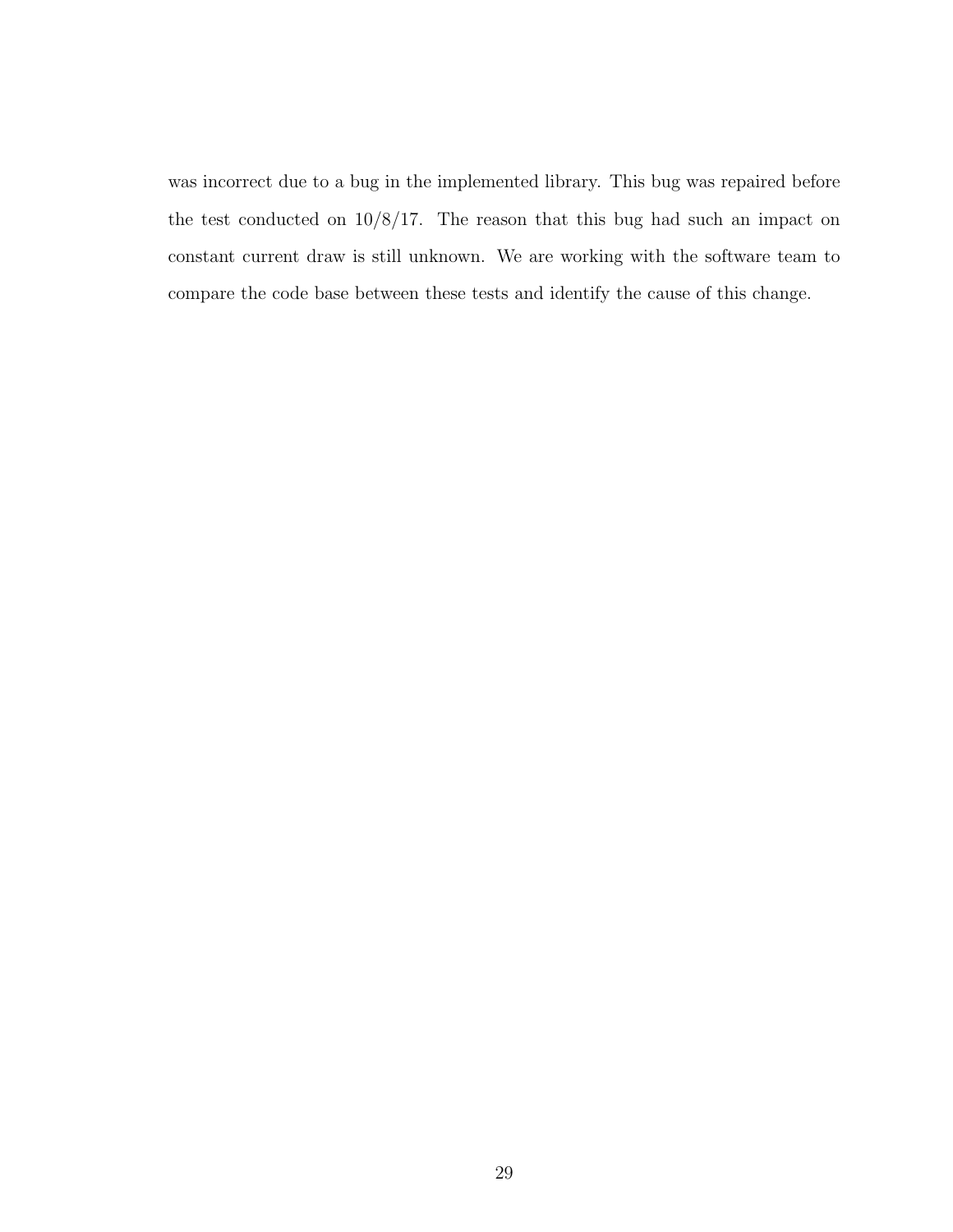was incorrect due to a bug in the implemented library. This bug was repaired before the test conducted on 10/8/17. The reason that this bug had such an impact on constant current draw is still unknown. We are working with the software team to compare the code base between these tests and identify the cause of this change.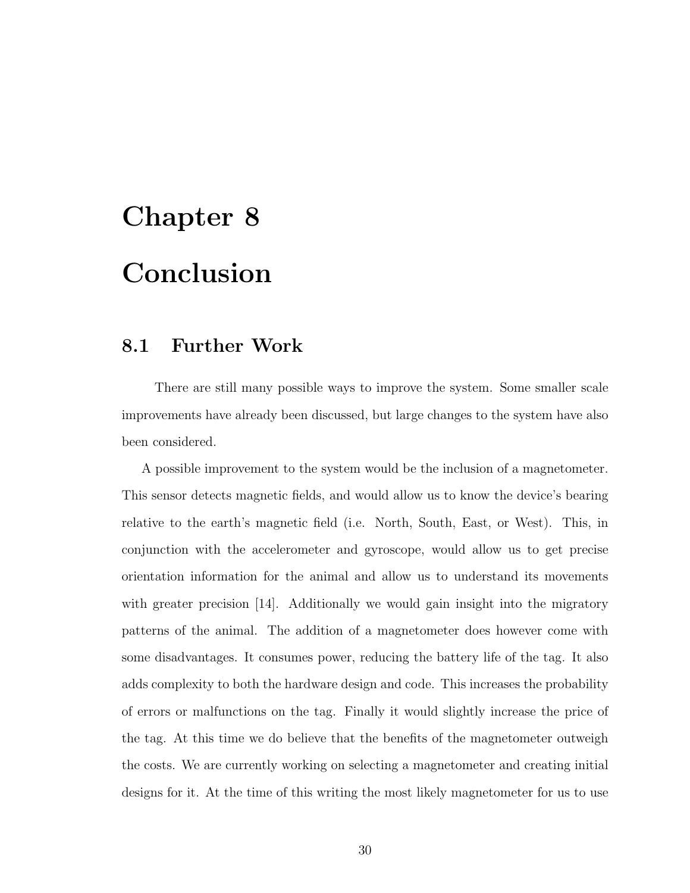# Chapter 8

# Conclusion

## 8.1 Further Work

There are still many possible ways to improve the system. Some smaller scale improvements have already been discussed, but large changes to the system have also been considered.

A possible improvement to the system would be the inclusion of a magnetometer. This sensor detects magnetic fields, and would allow us to know the device's bearing relative to the earth's magnetic field (i.e. North, South, East, or West). This, in conjunction with the accelerometer and gyroscope, would allow us to get precise orientation information for the animal and allow us to understand its movements with greater precision [14]. Additionally we would gain insight into the migratory patterns of the animal. The addition of a magnetometer does however come with some disadvantages. It consumes power, reducing the battery life of the tag. It also adds complexity to both the hardware design and code. This increases the probability of errors or malfunctions on the tag. Finally it would slightly increase the price of the tag. At this time we do believe that the benefits of the magnetometer outweigh the costs. We are currently working on selecting a magnetometer and creating initial designs for it. At the time of this writing the most likely magnetometer for us to use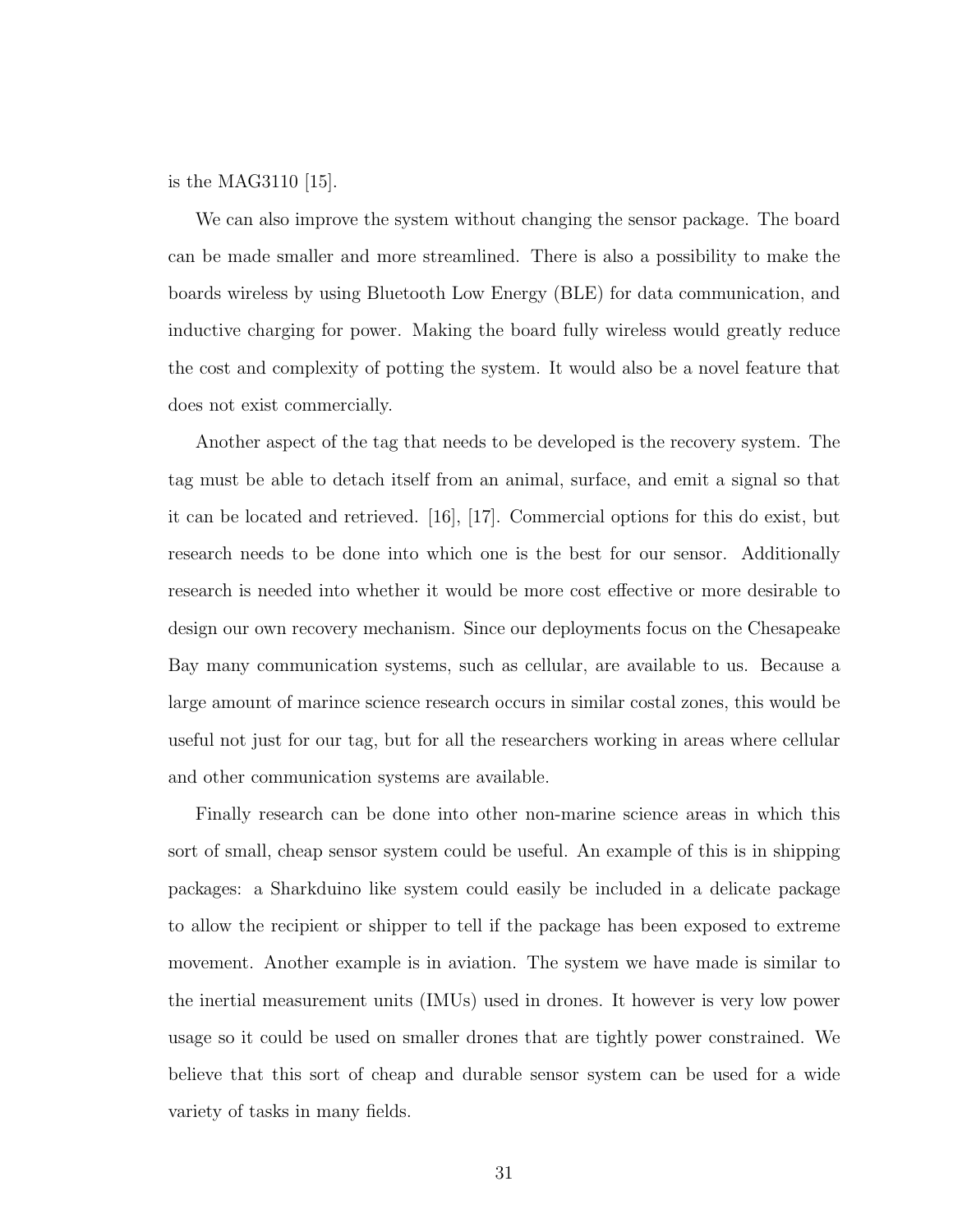is the MAG3110 [15].

We can also improve the system without changing the sensor package. The board can be made smaller and more streamlined. There is also a possibility to make the boards wireless by using Bluetooth Low Energy (BLE) for data communication, and inductive charging for power. Making the board fully wireless would greatly reduce the cost and complexity of potting the system. It would also be a novel feature that does not exist commercially.

Another aspect of the tag that needs to be developed is the recovery system. The tag must be able to detach itself from an animal, surface, and emit a signal so that it can be located and retrieved. [16], [17]. Commercial options for this do exist, but research needs to be done into which one is the best for our sensor. Additionally research is needed into whether it would be more cost effective or more desirable to design our own recovery mechanism. Since our deployments focus on the Chesapeake Bay many communication systems, such as cellular, are available to us. Because a large amount of marince science research occurs in similar costal zones, this would be useful not just for our tag, but for all the researchers working in areas where cellular and other communication systems are available.

Finally research can be done into other non-marine science areas in which this sort of small, cheap sensor system could be useful. An example of this is in shipping packages: a Sharkduino like system could easily be included in a delicate package to allow the recipient or shipper to tell if the package has been exposed to extreme movement. Another example is in aviation. The system we have made is similar to the inertial measurement units (IMUs) used in drones. It however is very low power usage so it could be used on smaller drones that are tightly power constrained. We believe that this sort of cheap and durable sensor system can be used for a wide variety of tasks in many fields.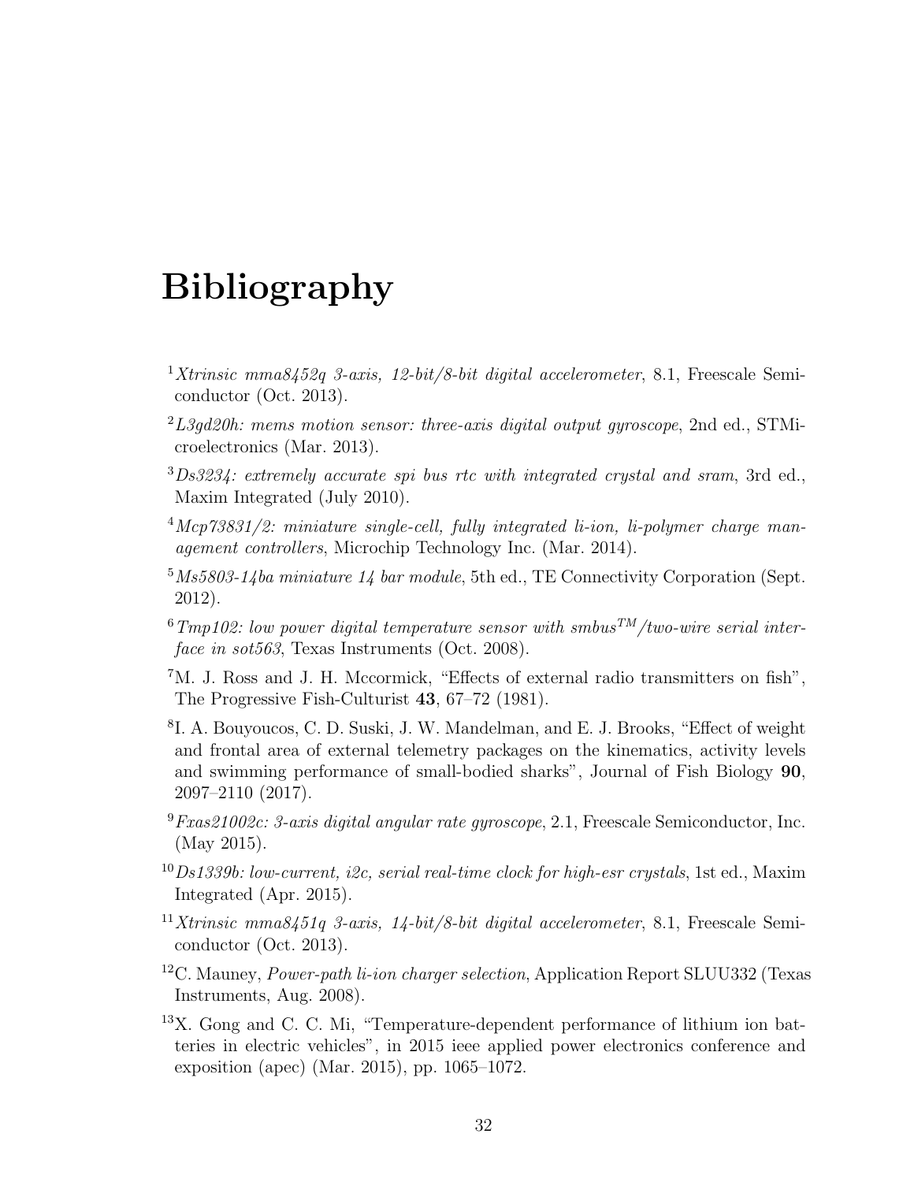# Bibliography

[1] *Xtrinsic mma8452q 3-axis, 12-bit/8-bit digital accelerometer*, 8.1, Freescale Semiconductor (Oct. 2013).

[2] *L3gd20h: mems motion sensor: three-axis digital output gyroscope*, 2nd ed., STMicroelectronics (Mar. 2013).

[3] *Ds3234: extremely accurate spi bus rtc with integrated crystal and sram*, 3rd ed., Maxim Integrated (July 2010).

[4] *Mcp73831/2: miniature single-cell, fully integrated li-ion, li-polymer charge management controllers*, Microchip Technology Inc. (Mar. 2014).

[5] *Ms5803-14ba miniature 14 bar module*, 5th ed., TE Connectivity Corporation (Sept. 2012).

[6] *Tmp102: low power digital temperature sensor with smbus$^{TM}$/two-wire serial interface in sot563*, Texas Instruments (Oct. 2008).

[7] M. J. Ross and J. H. Mccormick, "Effects of external radio transmitters on fish", The Progressive Fish-Culturist **43**, 67–72 (1981).

[8] I. A. Bouyoucos, C. D. Suski, J. W. Mandelman, and E. J. Brooks, "Effect of weight and frontal area of external telemetry packages on the kinematics, activity levels and swimming performance of small-bodied sharks", Journal of Fish Biology **90**, 2097–2110 (2017).

[9] *Fxas21002c: 3-axis digital angular rate gyroscope*, 2.1, Freescale Semiconductor, Inc. (May 2015).

[10] *Ds1339b: low-current, i2c, serial real-time clock for high-esr crystals*, 1st ed., Maxim Integrated (Apr. 2015).

[11] *Xtrinsic mma8451q 3-axis, 14-bit/8-bit digital accelerometer*, 8.1, Freescale Semiconductor (Oct. 2013).

[12] C. Mauney, *Power-path li-ion charger selection*, Application Report SLUU332 (Texas Instruments, Aug. 2008).

[13] X. Gong and C. C. Mi, "Temperature-dependent performance of lithium ion batteries in electric vehicles", in 2015 ieee applied power electronics conference and exposition (apec) (Mar. 2015), pp. 1065–1072.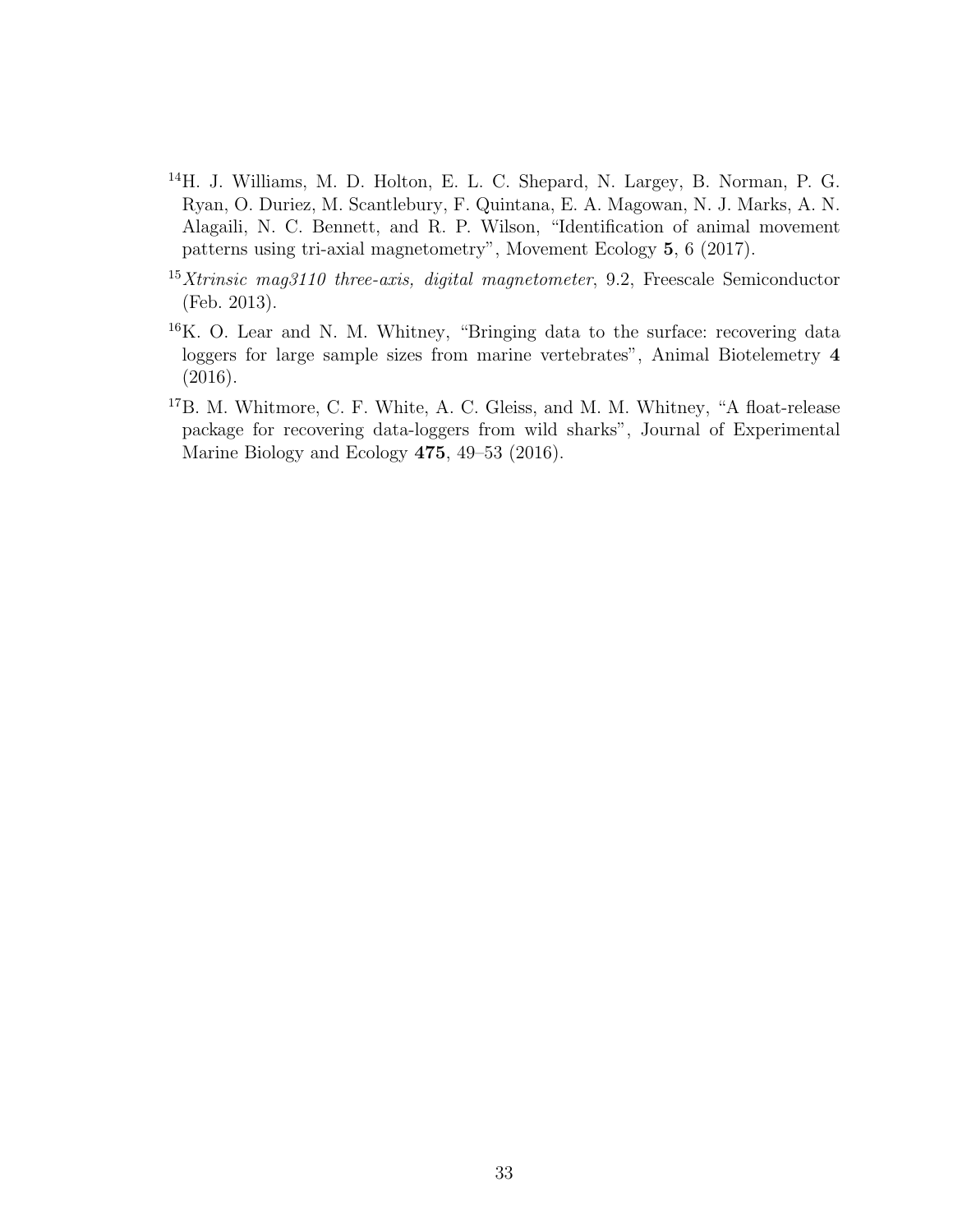[14] H. J. Williams, M. D. Holton, E. L. C. Shepard, N. Largey, B. Norman, P. G. Ryan, O. Duriez, M. Scantlebury, F. Quintana, E. A. Magowan, N. J. Marks, A. N. Alagaili, N. C. Bennett, and R. P. Wilson, "Identification of animal movement patterns using tri-axial magnetometry", Movement Ecology **5**, 6 (2017).

[15] *Xtrinsic mag3110 three-axis, digital magnetometer*, 9.2, Freescale Semiconductor (Feb. 2013).

[16] K. O. Lear and N. M. Whitney, "Bringing data to the surface: recovering data loggers for large sample sizes from marine vertebrates", Animal Biotelemetry **4** (2016).

[17] B. M. Whitmore, C. F. White, A. C. Gleiss, and M. M. Whitney, "A float-release package for recovering data-loggers from wild sharks", Journal of Experimental Marine Biology and Ecology **475**, 49–53 (2016).